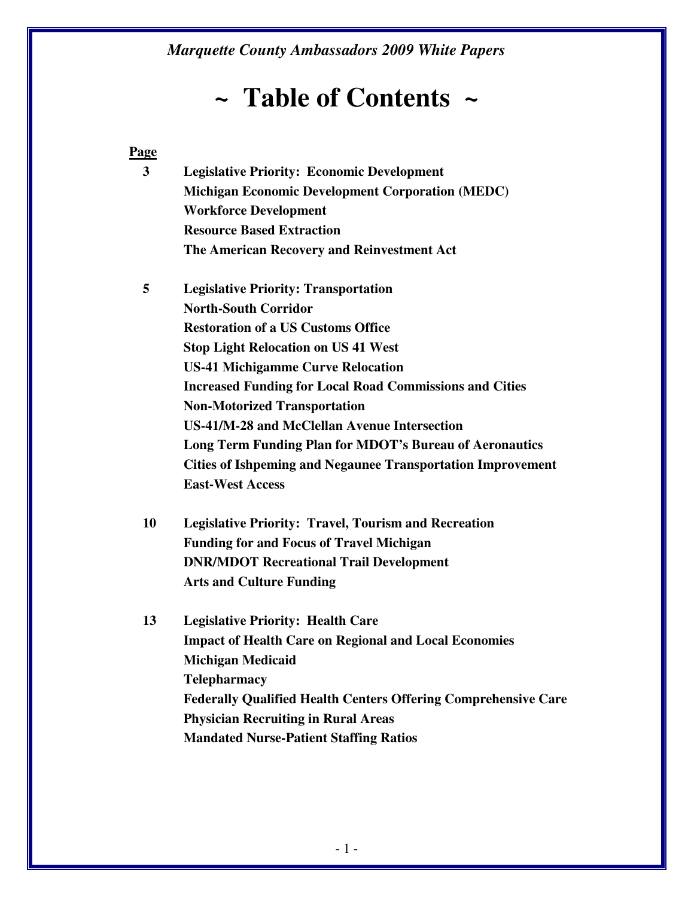*Marquette County Ambassadors 2009 White Papers*

# ~ Table of Contents ~

| Page | |
|---|---|
| 3 | **Legislative Priority: Economic Development** |
| | **Michigan Economic Development Corporation (MEDC)** |
| | **Workforce Development** |
| | **Resource Based Extraction** |
| | **The American Recovery and Reinvestment Act** |
| 5 | **Legislative Priority: Transportation** |
| | **North-South Corridor** |
| | **Restoration of a US Customs Office** |
| | **Stop Light Relocation on US 41 West** |
| | **US-41 Michigamme Curve Relocation** |
| | **Increased Funding for Local Road Commissions and Cities** |
| | **Non-Motorized Transportation** |
| | **US-41/M-28 and McClellan Avenue Intersection** |
| | **Long Term Funding Plan for MDOT's Bureau of Aeronautics** |
| | **Cities of Ishpeming and Negaunee Transportation Improvement** |
| | **East-West Access** |
| 10 | **Legislative Priority: Travel, Tourism and Recreation** |
| | **Funding for and Focus of Travel Michigan** |
| | **DNR/MDOT Recreational Trail Development** |
| | **Arts and Culture Funding** |
| 13 | **Legislative Priority: Health Care** |
| | **Impact of Health Care on Regional and Local Economies** |
| | **Michigan Medicaid** |
| | **Telepharmacy** |
| | **Federally Qualified Health Centers Offering Comprehensive Care** |
| | **Physician Recruiting in Rural Areas** |
| | **Mandated Nurse-Patient Staffing Ratios** |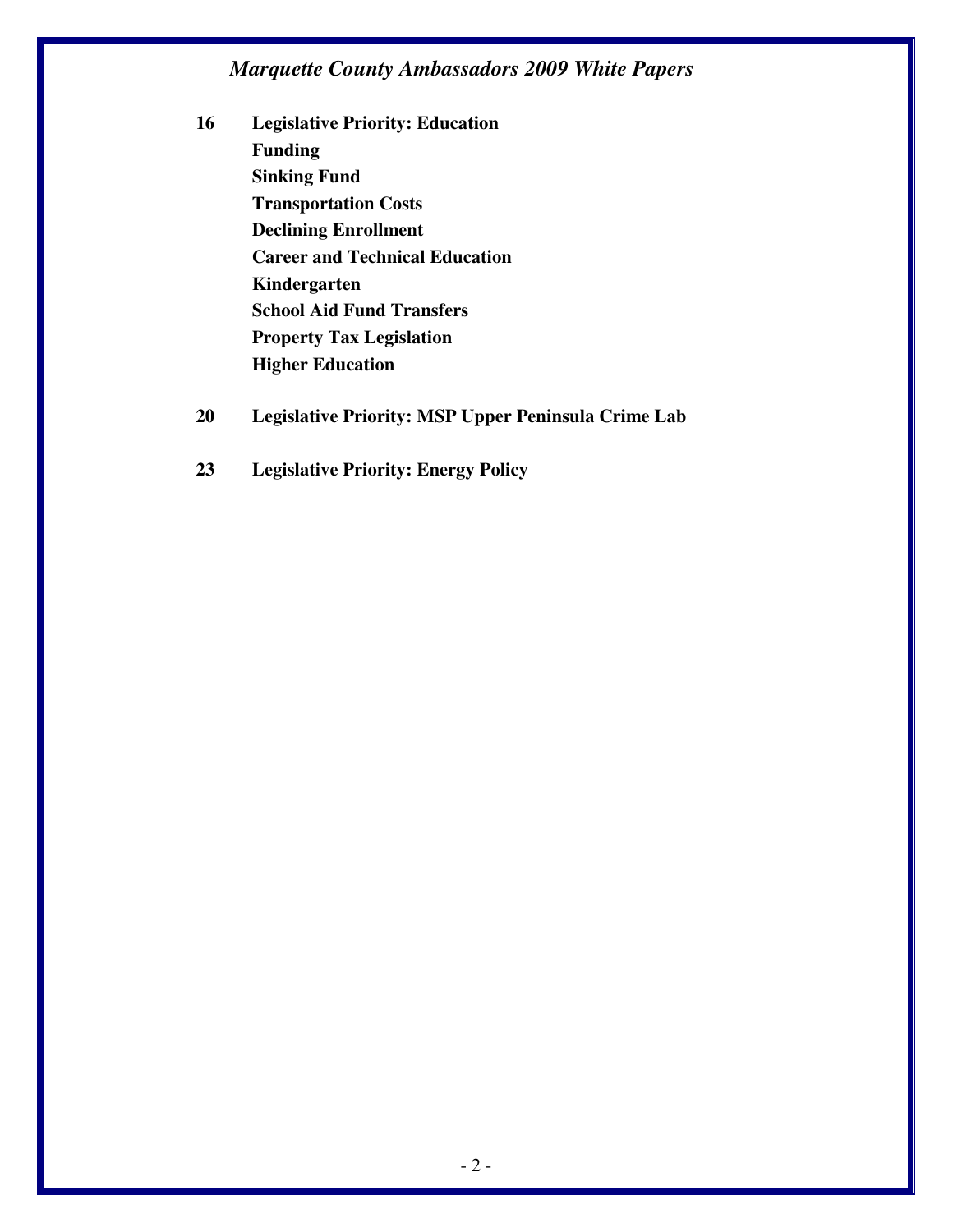16 **Legislative Priority: Education**
- **Funding**
- **Sinking Fund**
- **Transportation Costs**
- **Declining Enrollment**
- **Career and Technical Education**
- **Kindergarten**
- **School Aid Fund Transfers**
- **Property Tax Legislation**
- **Higher Education**

20 **Legislative Priority: MSP Upper Peninsula Crime Lab**

23 **Legislative Priority: Energy Policy**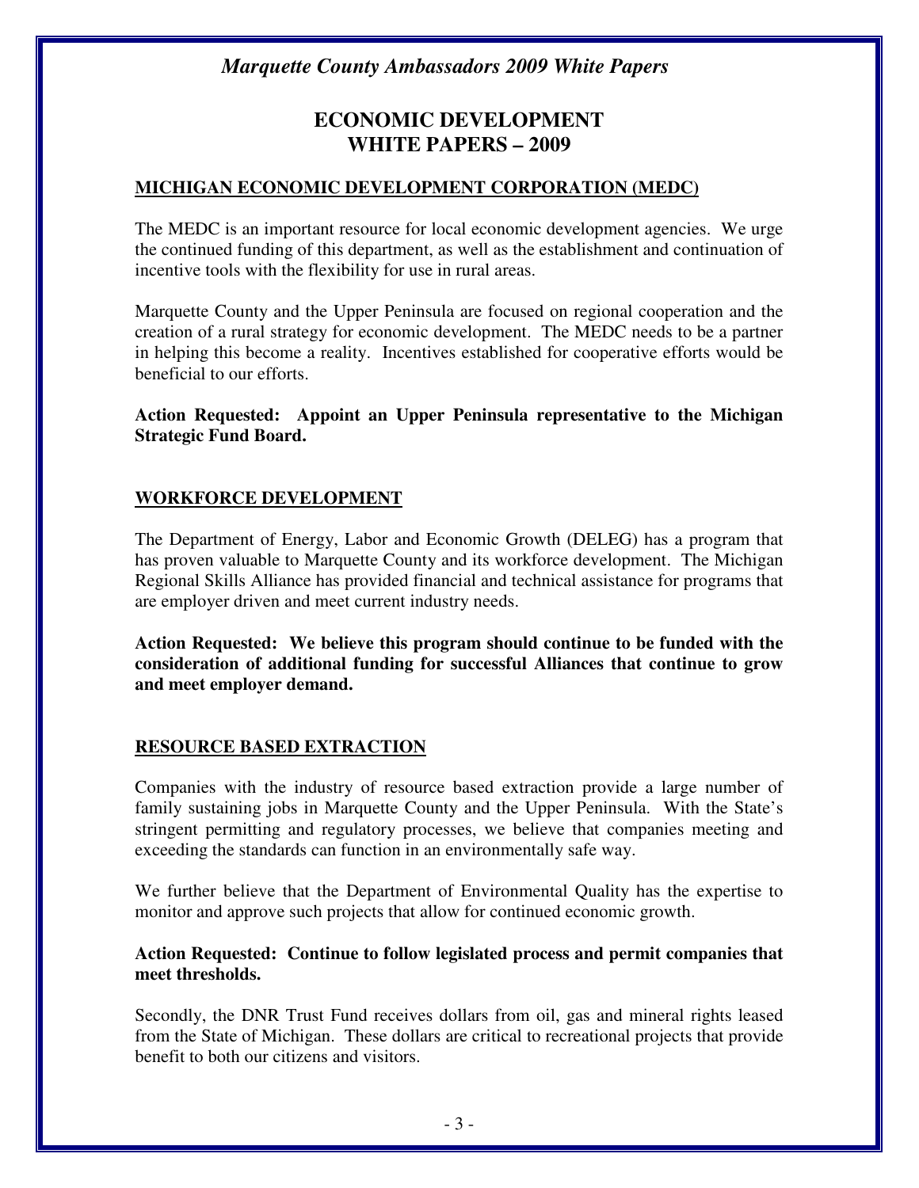# ECONOMIC DEVELOPMENT WHITE PAPERS – 2009

## MICHIGAN ECONOMIC DEVELOPMENT CORPORATION (MEDC)

The MEDC is an important resource for local economic development agencies. We urge the continued funding of this department, as well as the establishment and continuation of incentive tools with the flexibility for use in rural areas.

Marquette County and the Upper Peninsula are focused on regional cooperation and the creation of a rural strategy for economic development. The MEDC needs to be a partner in helping this become a reality. Incentives established for cooperative efforts would be beneficial to our efforts.

**Action Requested: Appoint an Upper Peninsula representative to the Michigan Strategic Fund Board.**

## WORKFORCE DEVELOPMENT

The Department of Energy, Labor and Economic Growth (DELEG) has a program that has proven valuable to Marquette County and its workforce development. The Michigan Regional Skills Alliance has provided financial and technical assistance for programs that are employer driven and meet current industry needs.

**Action Requested: We believe this program should continue to be funded with the consideration of additional funding for successful Alliances that continue to grow and meet employer demand.**

## RESOURCE BASED EXTRACTION

Companies with the industry of resource based extraction provide a large number of family sustaining jobs in Marquette County and the Upper Peninsula. With the State's stringent permitting and regulatory processes, we believe that companies meeting and exceeding the standards can function in an environmentally safe way.

We further believe that the Department of Environmental Quality has the expertise to monitor and approve such projects that allow for continued economic growth.

**Action Requested: Continue to follow legislated process and permit companies that meet thresholds.**

Secondly, the DNR Trust Fund receives dollars from oil, gas and mineral rights leased from the State of Michigan. These dollars are critical to recreational projects that provide benefit to both our citizens and visitors.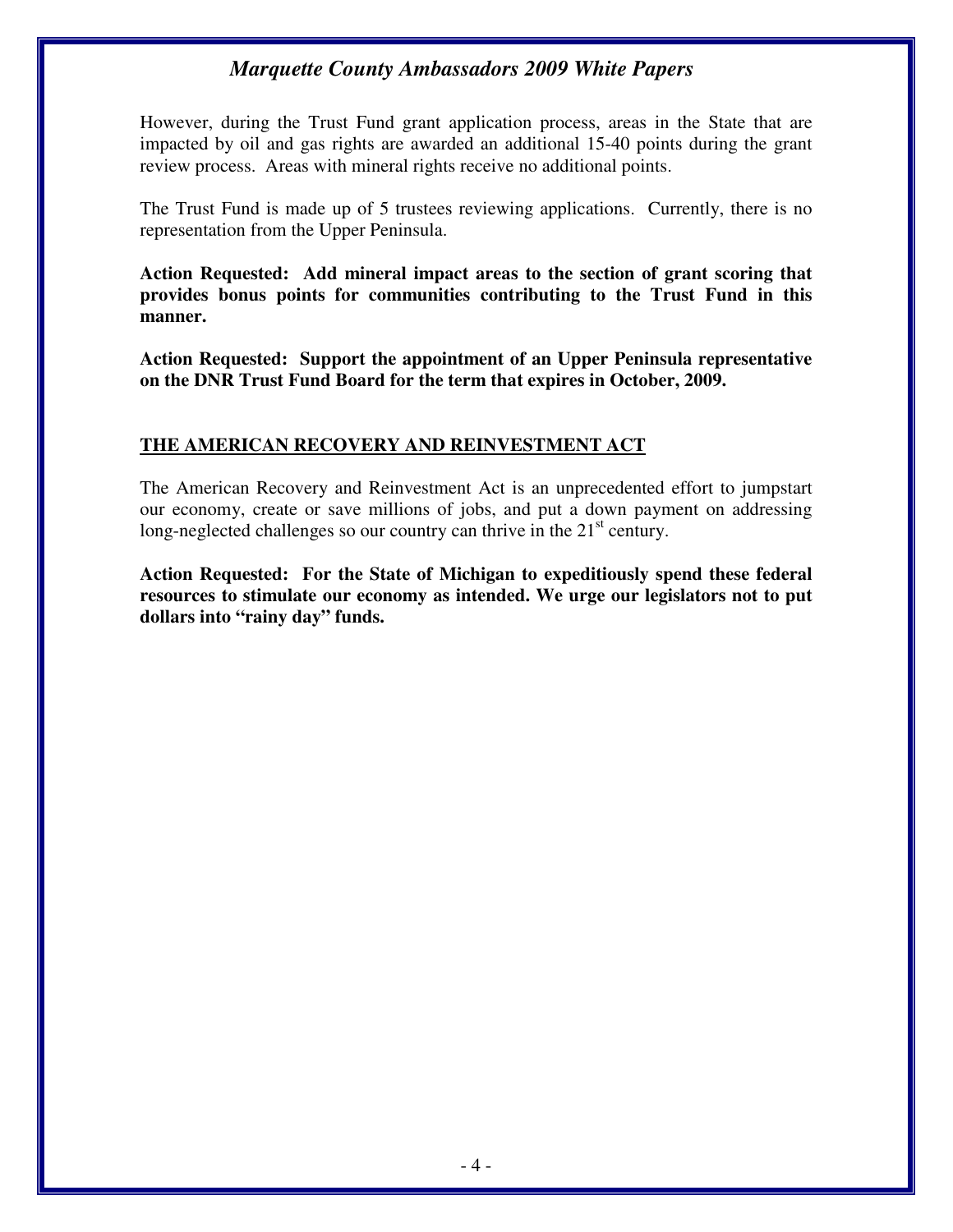However, during the Trust Fund grant application process, areas in the State that are impacted by oil and gas rights are awarded an additional 15-40 points during the grant review process. Areas with mineral rights receive no additional points.

The Trust Fund is made up of 5 trustees reviewing applications. Currently, there is no representation from the Upper Peninsula.

**Action Requested: Add mineral impact areas to the section of grant scoring that provides bonus points for communities contributing to the Trust Fund in this manner.**

**Action Requested: Support the appointment of an Upper Peninsula representative on the DNR Trust Fund Board for the term that expires in October, 2009.**

## THE AMERICAN RECOVERY AND REINVESTMENT ACT

The American Recovery and Reinvestment Act is an unprecedented effort to jumpstart our economy, create or save millions of jobs, and put a down payment on addressing long-neglected challenges so our country can thrive in the 21st century.

**Action Requested: For the State of Michigan to expeditiously spend these federal resources to stimulate our economy as intended. We urge our legislators not to put dollars into "rainy day" funds.**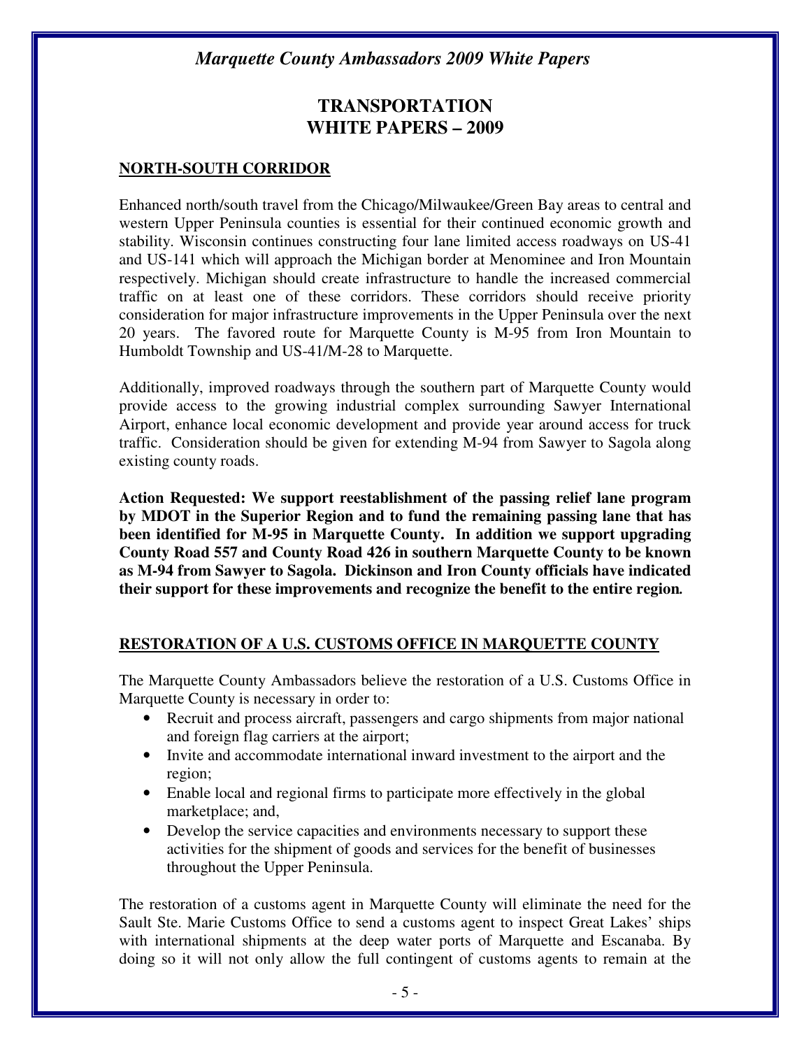# TRANSPORTATION WHITE PAPERS – 2009

## NORTH-SOUTH CORRIDOR

Enhanced north/south travel from the Chicago/Milwaukee/Green Bay areas to central and western Upper Peninsula counties is essential for their continued economic growth and stability. Wisconsin continues constructing four lane limited access roadways on US-41 and US-141 which will approach the Michigan border at Menominee and Iron Mountain respectively. Michigan should create infrastructure to handle the increased commercial traffic on at least one of these corridors. These corridors should receive priority consideration for major infrastructure improvements in the Upper Peninsula over the next 20 years. The favored route for Marquette County is M-95 from Iron Mountain to Humboldt Township and US-41/M-28 to Marquette.

Additionally, improved roadways through the southern part of Marquette County would provide access to the growing industrial complex surrounding Sawyer International Airport, enhance local economic development and provide year around access for truck traffic. Consideration should be given for extending M-94 from Sawyer to Sagola along existing county roads.

**Action Requested: We support reestablishment of the passing relief lane program by MDOT in the Superior Region and to fund the remaining passing lane that has been identified for M-95 in Marquette County. In addition we support upgrading County Road 557 and County Road 426 in southern Marquette County to be known as M-94 from Sawyer to Sagola. Dickinson and Iron County officials have indicated their support for these improvements and recognize the benefit to the entire region.**

## RESTORATION OF A U.S. CUSTOMS OFFICE IN MARQUETTE COUNTY

The Marquette County Ambassadors believe the restoration of a U.S. Customs Office in Marquette County is necessary in order to:

- Recruit and process aircraft, passengers and cargo shipments from major national and foreign flag carriers at the airport;
- Invite and accommodate international inward investment to the airport and the region;
- Enable local and regional firms to participate more effectively in the global marketplace; and,
- Develop the service capacities and environments necessary to support these activities for the shipment of goods and services for the benefit of businesses throughout the Upper Peninsula.

The restoration of a customs agent in Marquette County will eliminate the need for the Sault Ste. Marie Customs Office to send a customs agent to inspect Great Lakes' ships with international shipments at the deep water ports of Marquette and Escanaba. By doing so it will not only allow the full contingent of customs agents to remain at the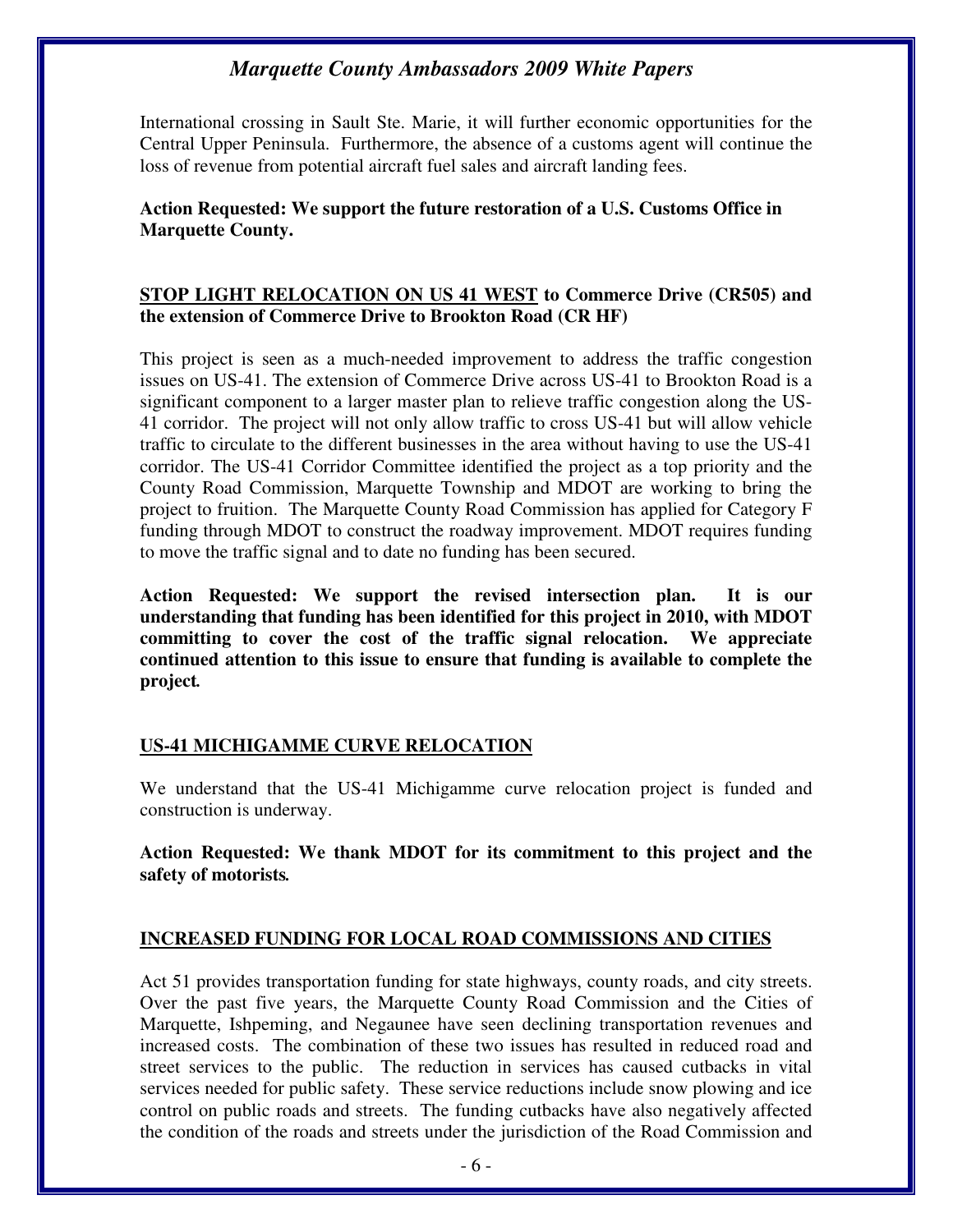International crossing in Sault Ste. Marie, it will further economic opportunities for the Central Upper Peninsula. Furthermore, the absence of a customs agent will continue the loss of revenue from potential aircraft fuel sales and aircraft landing fees.

**Action Requested: We support the future restoration of a U.S. Customs Office in Marquette County.**

**<u>STOP LIGHT RELOCATION ON US 41 WEST</u> to Commerce Drive (CR505) and the extension of Commerce Drive to Brookton Road (CR HF)**

This project is seen as a much-needed improvement to address the traffic congestion issues on US-41. The extension of Commerce Drive across US-41 to Brookton Road is a significant component to a larger master plan to relieve traffic congestion along the US-41 corridor. The project will not only allow traffic to cross US-41 but will allow vehicle traffic to circulate to the different businesses in the area without having to use the US-41 corridor. The US-41 Corridor Committee identified the project as a top priority and the County Road Commission, Marquette Township and MDOT are working to bring the project to fruition. The Marquette County Road Commission has applied for Category F funding through MDOT to construct the roadway improvement. MDOT requires funding to move the traffic signal and to date no funding has been secured.

**Action Requested: We support the revised intersection plan. It is our understanding that funding has been identified for this project in 2010, with MDOT committing to cover the cost of the traffic signal relocation. We appreciate continued attention to this issue to ensure that funding is available to complete the project.**

**<u>US-41 MICHIGAMME CURVE RELOCATION</u>**

We understand that the US-41 Michigamme curve relocation project is funded and construction is underway.

**Action Requested: We thank MDOT for its commitment to this project and the safety of motorists.**

**<u>INCREASED FUNDING FOR LOCAL ROAD COMMISSIONS AND CITIES</u>**

Act 51 provides transportation funding for state highways, county roads, and city streets. Over the past five years, the Marquette County Road Commission and the Cities of Marquette, Ishpeming, and Negaunee have seen declining transportation revenues and increased costs. The combination of these two issues has resulted in reduced road and street services to the public. The reduction in services has caused cutbacks in vital services needed for public safety. These service reductions include snow plowing and ice control on public roads and streets. The funding cutbacks have also negatively affected the condition of the roads and streets under the jurisdiction of the Road Commission and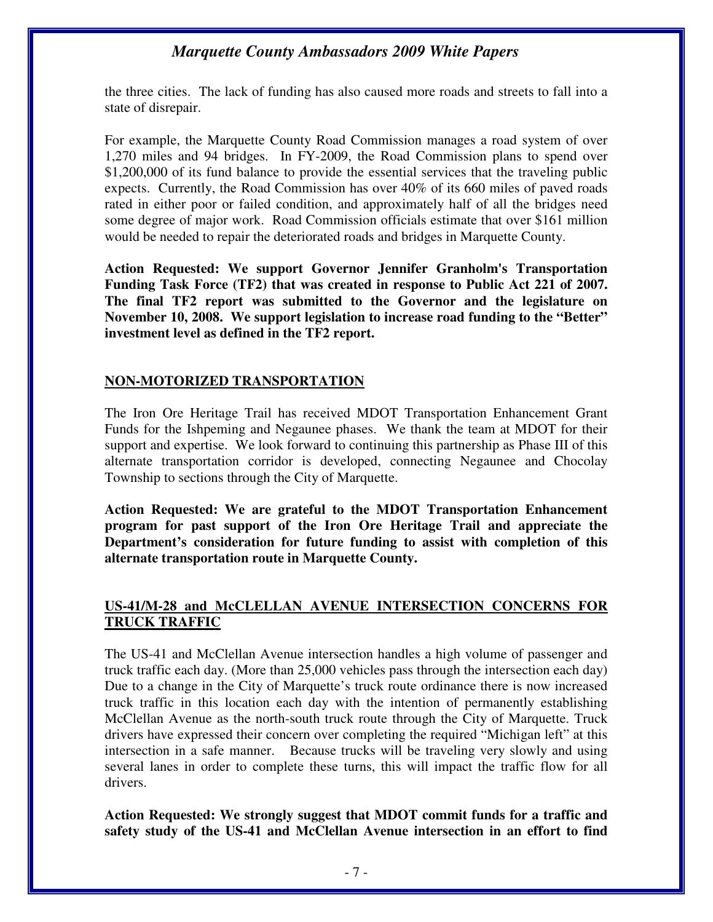the three cities. The lack of funding has also caused more roads and streets to fall into a state of disrepair.

For example, the Marquette County Road Commission manages a road system of over 1,270 miles and 94 bridges. In FY-2009, the Road Commission plans to spend over $1,200,000 of its fund balance to provide the essential services that the traveling public expects. Currently, the Road Commission has over 40% of its 660 miles of paved roads rated in either poor or failed condition, and approximately half of all the bridges need some degree of major work. Road Commission officials estimate that over $161 million would be needed to repair the deteriorated roads and bridges in Marquette County.

**Action Requested: We support Governor Jennifer Granholm's Transportation Funding Task Force (TF2) that was created in response to Public Act 221 of 2007. The final TF2 report was submitted to the Governor and the legislature on November 10, 2008. We support legislation to increase road funding to the "Better" investment level as defined in the TF2 report.**

## NON-MOTORIZED TRANSPORTATION

The Iron Ore Heritage Trail has received MDOT Transportation Enhancement Grant Funds for the Ishpeming and Negaunee phases. We thank the team at MDOT for their support and expertise. We look forward to continuing this partnership as Phase III of this alternate transportation corridor is developed, connecting Negaunee and Chocolay Township to sections through the City of Marquette.

**Action Requested: We are grateful to the MDOT Transportation Enhancement program for past support of the Iron Ore Heritage Trail and appreciate the Department's consideration for future funding to assist with completion of this alternate transportation route in Marquette County.**

## US-41/M-28 and McCLELLAN AVENUE INTERSECTION CONCERNS FOR TRUCK TRAFFIC

The US-41 and McClellan Avenue intersection handles a high volume of passenger and truck traffic each day. (More than 25,000 vehicles pass through the intersection each day) Due to a change in the City of Marquette's truck route ordinance there is now increased truck traffic in this location each day with the intention of permanently establishing McClellan Avenue as the north-south truck route through the City of Marquette. Truck drivers have expressed their concern over completing the required "Michigan left" at this intersection in a safe manner. Because trucks will be traveling very slowly and using several lanes in order to complete these turns, this will impact the traffic flow for all drivers.

**Action Requested: We strongly suggest that MDOT commit funds for a traffic and safety study of the US-41 and McClellan Avenue intersection in an effort to find**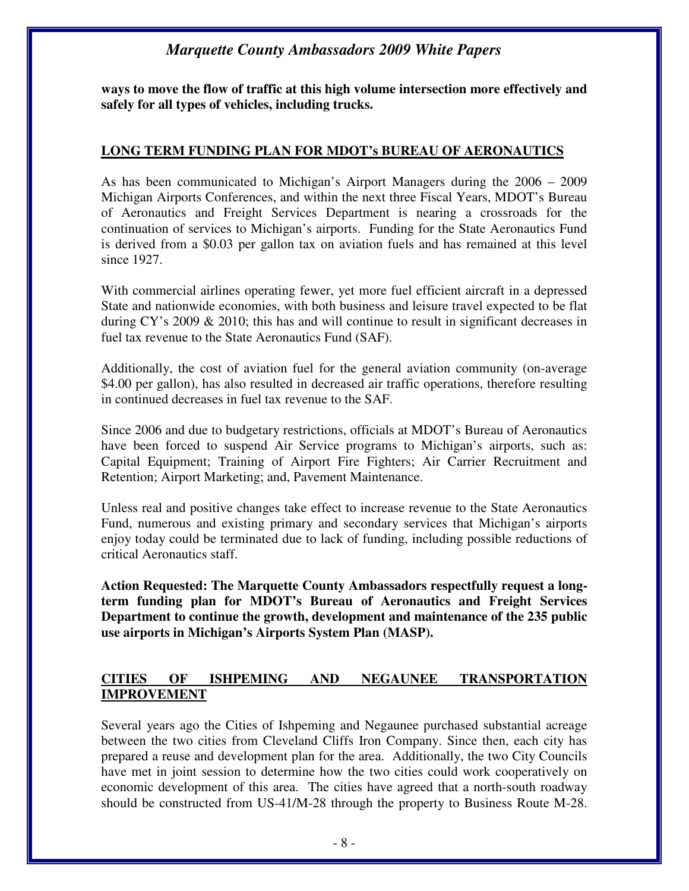**ways to move the flow of traffic at this high volume intersection more effectively and safely for all types of vehicles, including trucks.**

## LONG TERM FUNDING PLAN FOR MDOT's BUREAU OF AERONAUTICS

As has been communicated to Michigan's Airport Managers during the 2006 – 2009 Michigan Airports Conferences, and within the next three Fiscal Years, MDOT's Bureau of Aeronautics and Freight Services Department is nearing a crossroads for the continuation of services to Michigan's airports. Funding for the State Aeronautics Fund is derived from a $0.03 per gallon tax on aviation fuels and has remained at this level since 1927.

With commercial airlines operating fewer, yet more fuel efficient aircraft in a depressed State and nationwide economies, with both business and leisure travel expected to be flat during CY's 2009 & 2010; this has and will continue to result in significant decreases in fuel tax revenue to the State Aeronautics Fund (SAF).

Additionally, the cost of aviation fuel for the general aviation community (on-average $4.00 per gallon), has also resulted in decreased air traffic operations, therefore resulting in continued decreases in fuel tax revenue to the SAF.

Since 2006 and due to budgetary restrictions, officials at MDOT's Bureau of Aeronautics have been forced to suspend Air Service programs to Michigan's airports, such as: Capital Equipment; Training of Airport Fire Fighters; Air Carrier Recruitment and Retention; Airport Marketing; and, Pavement Maintenance.

Unless real and positive changes take effect to increase revenue to the State Aeronautics Fund, numerous and existing primary and secondary services that Michigan's airports enjoy today could be terminated due to lack of funding, including possible reductions of critical Aeronautics staff.

**Action Requested: The Marquette County Ambassadors respectfully request a long-term funding plan for MDOT's Bureau of Aeronautics and Freight Services Department to continue the growth, development and maintenance of the 235 public use airports in Michigan's Airports System Plan (MASP).**

## CITIES OF ISHPEMING AND NEGAUNEE TRANSPORTATION IMPROVEMENT

Several years ago the Cities of Ishpeming and Negaunee purchased substantial acreage between the two cities from Cleveland Cliffs Iron Company. Since then, each city has prepared a reuse and development plan for the area. Additionally, the two City Councils have met in joint session to determine how the two cities could work cooperatively on economic development of this area. The cities have agreed that a north-south roadway should be constructed from US-41/M-28 through the property to Business Route M-28.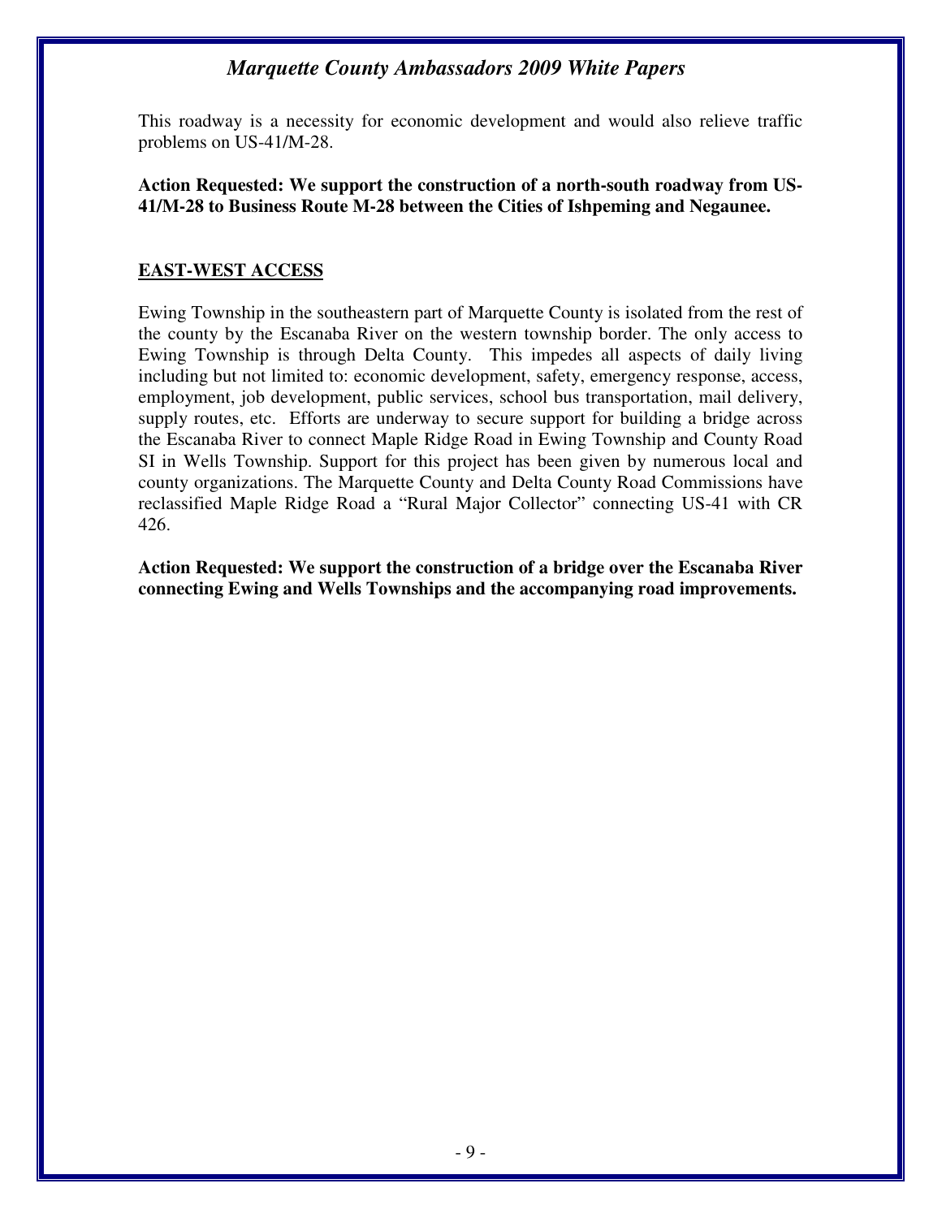This roadway is a necessity for economic development and would also relieve traffic problems on US-41/M-28.

**Action Requested: We support the construction of a north-south roadway from US-41/M-28 to Business Route M-28 between the Cities of Ishpeming and Negaunee.**

## EAST-WEST ACCESS

Ewing Township in the southeastern part of Marquette County is isolated from the rest of the county by the Escanaba River on the western township border. The only access to Ewing Township is through Delta County. This impedes all aspects of daily living including but not limited to: economic development, safety, emergency response, access, employment, job development, public services, school bus transportation, mail delivery, supply routes, etc. Efforts are underway to secure support for building a bridge across the Escanaba River to connect Maple Ridge Road in Ewing Township and County Road SI in Wells Township. Support for this project has been given by numerous local and county organizations. The Marquette County and Delta County Road Commissions have reclassified Maple Ridge Road a "Rural Major Collector" connecting US-41 with CR 426.

**Action Requested: We support the construction of a bridge over the Escanaba River connecting Ewing and Wells Townships and the accompanying road improvements.**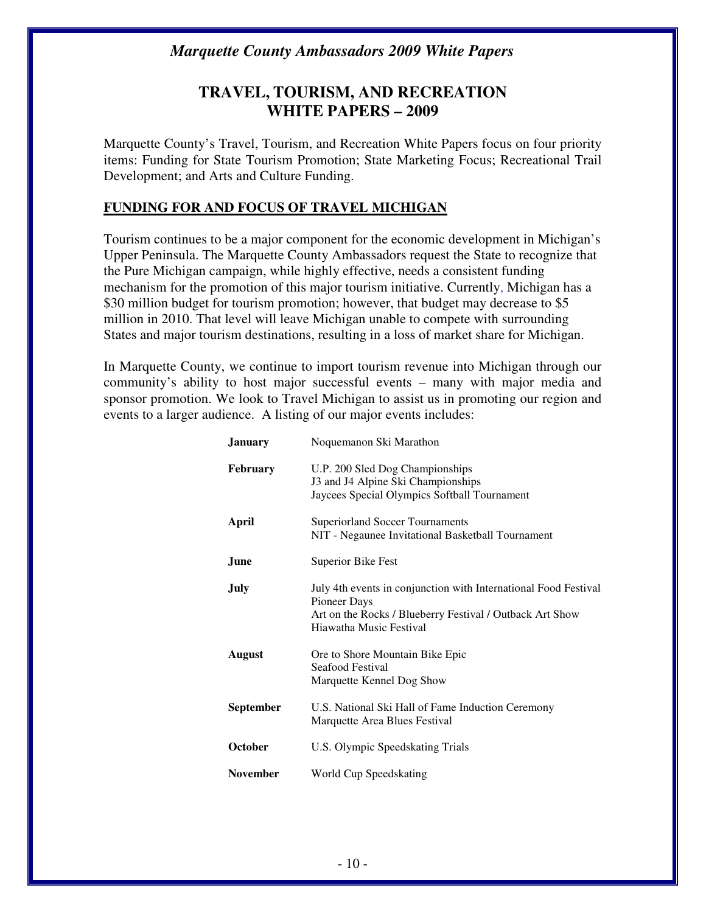# TRAVEL, TOURISM, AND RECREATION WHITE PAPERS – 2009

Marquette County's Travel, Tourism, and Recreation White Papers focus on four priority items: Funding for State Tourism Promotion; State Marketing Focus; Recreational Trail Development; and Arts and Culture Funding.

## FUNDING FOR AND FOCUS OF TRAVEL MICHIGAN

Tourism continues to be a major component for the economic development in Michigan's Upper Peninsula. The Marquette County Ambassadors request the State to recognize that the Pure Michigan campaign, while highly effective, needs a consistent funding mechanism for the promotion of this major tourism initiative. Currently, Michigan has a $30 million budget for tourism promotion; however, that budget may decrease to $5 million in 2010. That level will leave Michigan unable to compete with surrounding States and major tourism destinations, resulting in a loss of market share for Michigan.

In Marquette County, we continue to import tourism revenue into Michigan through our community's ability to host major successful events – many with major media and sponsor promotion. We look to Travel Michigan to assist us in promoting our region and events to a larger audience. A listing of our major events includes:

| Month | Events |
|---|---|
| **January** | Noquemanon Ski Marathon |
| **February** | U.P. 200 Sled Dog Championships<br>J3 and J4 Alpine Ski Championships<br>Jaycees Special Olympics Softball Tournament |
| **April** | Superiorland Soccer Tournaments<br>NIT - Negaunee Invitational Basketball Tournament |
| **June** | Superior Bike Fest |
| **July** | July 4th events in conjunction with International Food Festival<br>Pioneer Days<br>Art on the Rocks / Blueberry Festival / Outback Art Show<br>Hiawatha Music Festival |
| **August** | Ore to Shore Mountain Bike Epic<br>Seafood Festival<br>Marquette Kennel Dog Show |
| **September** | U.S. National Ski Hall of Fame Induction Ceremony<br>Marquette Area Blues Festival |
| **October** | U.S. Olympic Speedskating Trials |
| **November** | World Cup Speedskating |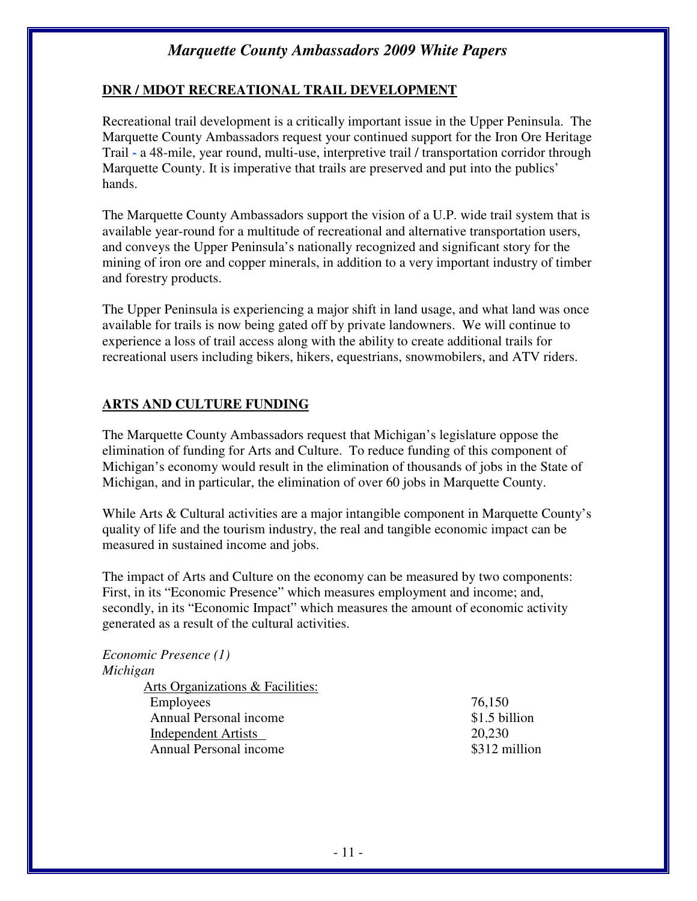## DNR / MDOT RECREATIONAL TRAIL DEVELOPMENT

Recreational trail development is a critically important issue in the Upper Peninsula. The Marquette County Ambassadors request your continued support for the Iron Ore Heritage Trail - a 48-mile, year round, multi-use, interpretive trail / transportation corridor through Marquette County. It is imperative that trails are preserved and put into the publics' hands.

The Marquette County Ambassadors support the vision of a U.P. wide trail system that is available year-round for a multitude of recreational and alternative transportation users, and conveys the Upper Peninsula's nationally recognized and significant story for the mining of iron ore and copper minerals, in addition to a very important industry of timber and forestry products.

The Upper Peninsula is experiencing a major shift in land usage, and what land was once available for trails is now being gated off by private landowners. We will continue to experience a loss of trail access along with the ability to create additional trails for recreational users including bikers, hikers, equestrians, snowmobilers, and ATV riders.

## ARTS AND CULTURE FUNDING

The Marquette County Ambassadors request that Michigan's legislature oppose the elimination of funding for Arts and Culture. To reduce funding of this component of Michigan's economy would result in the elimination of thousands of jobs in the State of Michigan, and in particular, the elimination of over 60 jobs in Marquette County.

While Arts & Cultural activities are a major intangible component in Marquette County's quality of life and the tourism industry, the real and tangible economic impact can be measured in sustained income and jobs.

The impact of Arts and Culture on the economy can be measured by two components: First, in its "Economic Presence" which measures employment and income; and, secondly, in its "Economic Impact" which measures the amount of economic activity generated as a result of the cultural activities.

*Economic Presence (1)*
*Michigan*

| Arts Organizations & Facilities: | |
|---|---|
| Employees | 76,150 |
| Annual Personal income | $1.5 billion |
| Independent Artists | 20,230 |
| Annual Personal income | $312 million |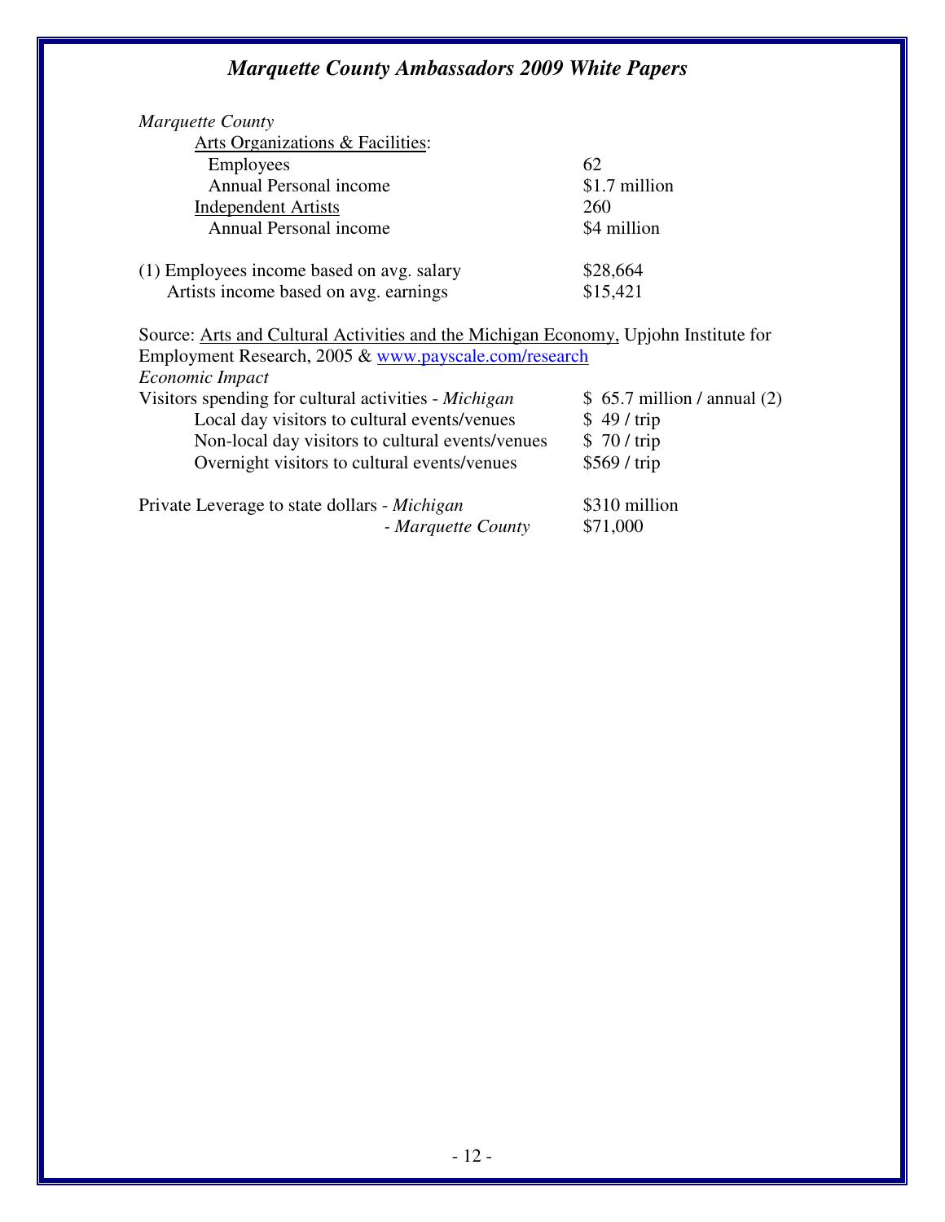*Marquette County*

| | |
|---|---|
| Arts Organizations & Facilities: | |
| Employees | 62 |
| Annual Personal income | $1.7 million |
| Independent Artists | 260 |
| Annual Personal income | $4 million |

| | |
|---|---|
| (1) Employees income based on avg. salary | $28,664 |
| Artists income based on avg. earnings | $15,421 |

Source: Arts and Cultural Activities and the Michigan Economy, Upjohn Institute for Employment Research, 2005 & [www.payscale.com/research](http://www.payscale.com/research)

*Economic Impact*

| | |
|---|---|
| Visitors spending for cultural activities - *Michigan* | $ 65.7 million / annual (2) |
| Local day visitors to cultural events/venues | $ 49 / trip |
| Non-local day visitors to cultural events/venues | $ 70 / trip |
| Overnight visitors to cultural events/venues | $569 / trip |

| | |
|---|---|
| Private Leverage to state dollars - *Michigan* | $310 million |
| *- Marquette County* | $71,000 |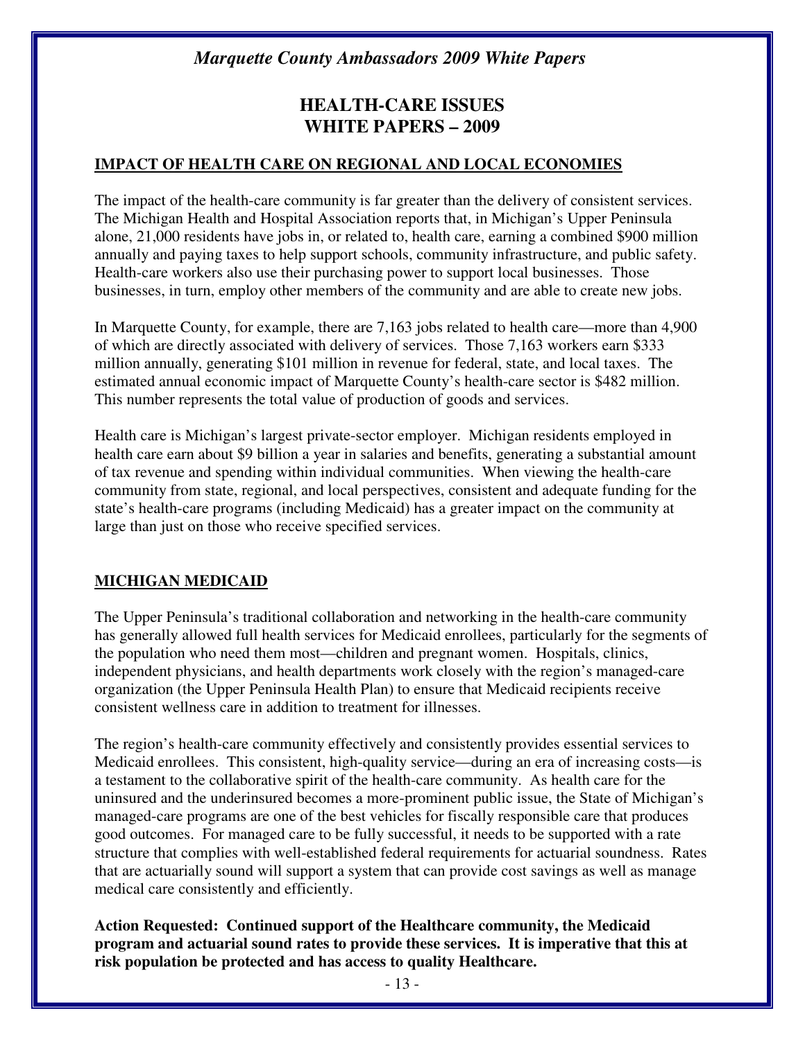# HEALTH-CARE ISSUES WHITE PAPERS – 2009

## IMPACT OF HEALTH CARE ON REGIONAL AND LOCAL ECONOMIES

The impact of the health-care community is far greater than the delivery of consistent services. The Michigan Health and Hospital Association reports that, in Michigan's Upper Peninsula alone, 21,000 residents have jobs in, or related to, health care, earning a combined $900 million annually and paying taxes to help support schools, community infrastructure, and public safety. Health-care workers also use their purchasing power to support local businesses. Those businesses, in turn, employ other members of the community and are able to create new jobs.

In Marquette County, for example, there are 7,163 jobs related to health care—more than 4,900 of which are directly associated with delivery of services. Those 7,163 workers earn $333 million annually, generating $101 million in revenue for federal, state, and local taxes. The estimated annual economic impact of Marquette County's health-care sector is $482 million. This number represents the total value of production of goods and services.

Health care is Michigan's largest private-sector employer. Michigan residents employed in health care earn about $9 billion a year in salaries and benefits, generating a substantial amount of tax revenue and spending within individual communities. When viewing the health-care community from state, regional, and local perspectives, consistent and adequate funding for the state's health-care programs (including Medicaid) has a greater impact on the community at large than just on those who receive specified services.

## MICHIGAN MEDICAID

The Upper Peninsula's traditional collaboration and networking in the health-care community has generally allowed full health services for Medicaid enrollees, particularly for the segments of the population who need them most—children and pregnant women. Hospitals, clinics, independent physicians, and health departments work closely with the region's managed-care organization (the Upper Peninsula Health Plan) to ensure that Medicaid recipients receive consistent wellness care in addition to treatment for illnesses.

The region's health-care community effectively and consistently provides essential services to Medicaid enrollees. This consistent, high-quality service—during an era of increasing costs—is a testament to the collaborative spirit of the health-care community. As health care for the uninsured and the underinsured becomes a more-prominent public issue, the State of Michigan's managed-care programs are one of the best vehicles for fiscally responsible care that produces good outcomes. For managed care to be fully successful, it needs to be supported with a rate structure that complies with well-established federal requirements for actuarial soundness. Rates that are actuarially sound will support a system that can provide cost savings as well as manage medical care consistently and efficiently.

**Action Requested: Continued support of the Healthcare community, the Medicaid program and actuarial sound rates to provide these services. It is imperative that this at risk population be protected and has access to quality Healthcare.**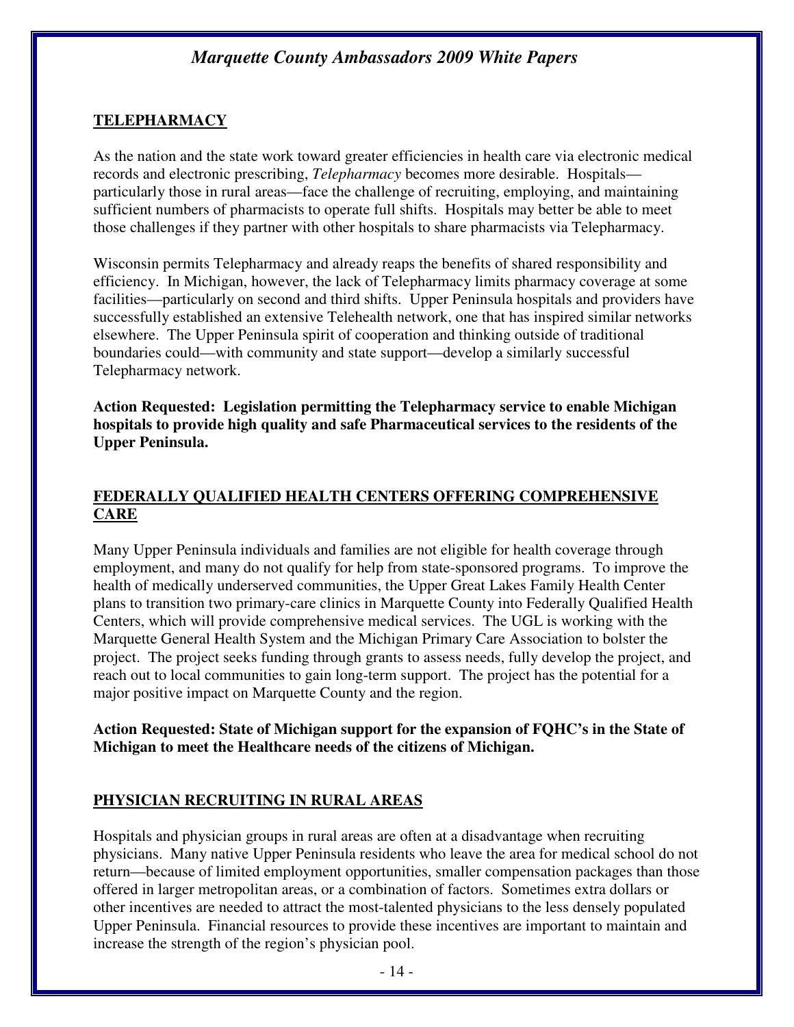## TELEPHARMACY

As the nation and the state work toward greater efficiencies in health care via electronic medical records and electronic prescribing, *Telepharmacy* becomes more desirable. Hospitals—particularly those in rural areas—face the challenge of recruiting, employing, and maintaining sufficient numbers of pharmacists to operate full shifts. Hospitals may better be able to meet those challenges if they partner with other hospitals to share pharmacists via Telepharmacy.

Wisconsin permits Telepharmacy and already reaps the benefits of shared responsibility and efficiency. In Michigan, however, the lack of Telepharmacy limits pharmacy coverage at some facilities—particularly on second and third shifts. Upper Peninsula hospitals and providers have successfully established an extensive Telehealth network, one that has inspired similar networks elsewhere. The Upper Peninsula spirit of cooperation and thinking outside of traditional boundaries could—with community and state support—develop a similarly successful Telepharmacy network.

**Action Requested: Legislation permitting the Telepharmacy service to enable Michigan hospitals to provide high quality and safe Pharmaceutical services to the residents of the Upper Peninsula.**

## FEDERALLY QUALIFIED HEALTH CENTERS OFFERING COMPREHENSIVE CARE

Many Upper Peninsula individuals and families are not eligible for health coverage through employment, and many do not qualify for help from state-sponsored programs. To improve the health of medically underserved communities, the Upper Great Lakes Family Health Center plans to transition two primary-care clinics in Marquette County into Federally Qualified Health Centers, which will provide comprehensive medical services. The UGL is working with the Marquette General Health System and the Michigan Primary Care Association to bolster the project. The project seeks funding through grants to assess needs, fully develop the project, and reach out to local communities to gain long-term support. The project has the potential for a major positive impact on Marquette County and the region.

**Action Requested: State of Michigan support for the expansion of FQHC's in the State of Michigan to meet the Healthcare needs of the citizens of Michigan.**

## PHYSICIAN RECRUITING IN RURAL AREAS

Hospitals and physician groups in rural areas are often at a disadvantage when recruiting physicians. Many native Upper Peninsula residents who leave the area for medical school do not return—because of limited employment opportunities, smaller compensation packages than those offered in larger metropolitan areas, or a combination of factors. Sometimes extra dollars or other incentives are needed to attract the most-talented physicians to the less densely populated Upper Peninsula. Financial resources to provide these incentives are important to maintain and increase the strength of the region's physician pool.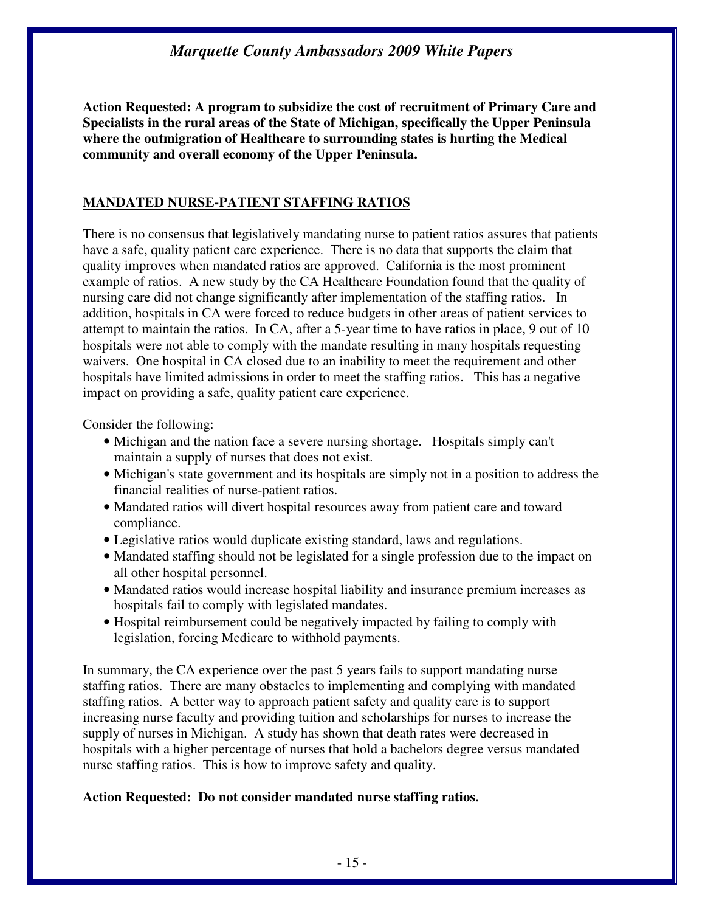**Action Requested: A program to subsidize the cost of recruitment of Primary Care and Specialists in the rural areas of the State of Michigan, specifically the Upper Peninsula where the outmigration of Healthcare to surrounding states is hurting the Medical community and overall economy of the Upper Peninsula.**

## MANDATED NURSE-PATIENT STAFFING RATIOS

There is no consensus that legislatively mandating nurse to patient ratios assures that patients have a safe, quality patient care experience. There is no data that supports the claim that quality improves when mandated ratios are approved. California is the most prominent example of ratios. A new study by the CA Healthcare Foundation found that the quality of nursing care did not change significantly after implementation of the staffing ratios. In addition, hospitals in CA were forced to reduce budgets in other areas of patient services to attempt to maintain the ratios. In CA, after a 5-year time to have ratios in place, 9 out of 10 hospitals were not able to comply with the mandate resulting in many hospitals requesting waivers. One hospital in CA closed due to an inability to meet the requirement and other hospitals have limited admissions in order to meet the staffing ratios. This has a negative impact on providing a safe, quality patient care experience.

Consider the following:

- Michigan and the nation face a severe nursing shortage. Hospitals simply can't maintain a supply of nurses that does not exist.
- Michigan's state government and its hospitals are simply not in a position to address the financial realities of nurse-patient ratios.
- Mandated ratios will divert hospital resources away from patient care and toward compliance.
- Legislative ratios would duplicate existing standard, laws and regulations.
- Mandated staffing should not be legislated for a single profession due to the impact on all other hospital personnel.
- Mandated ratios would increase hospital liability and insurance premium increases as hospitals fail to comply with legislated mandates.
- Hospital reimbursement could be negatively impacted by failing to comply with legislation, forcing Medicare to withhold payments.

In summary, the CA experience over the past 5 years fails to support mandating nurse staffing ratios. There are many obstacles to implementing and complying with mandated staffing ratios. A better way to approach patient safety and quality care is to support increasing nurse faculty and providing tuition and scholarships for nurses to increase the supply of nurses in Michigan. A study has shown that death rates were decreased in hospitals with a higher percentage of nurses that hold a bachelors degree versus mandated nurse staffing ratios. This is how to improve safety and quality.

**Action Requested: Do not consider mandated nurse staffing ratios.**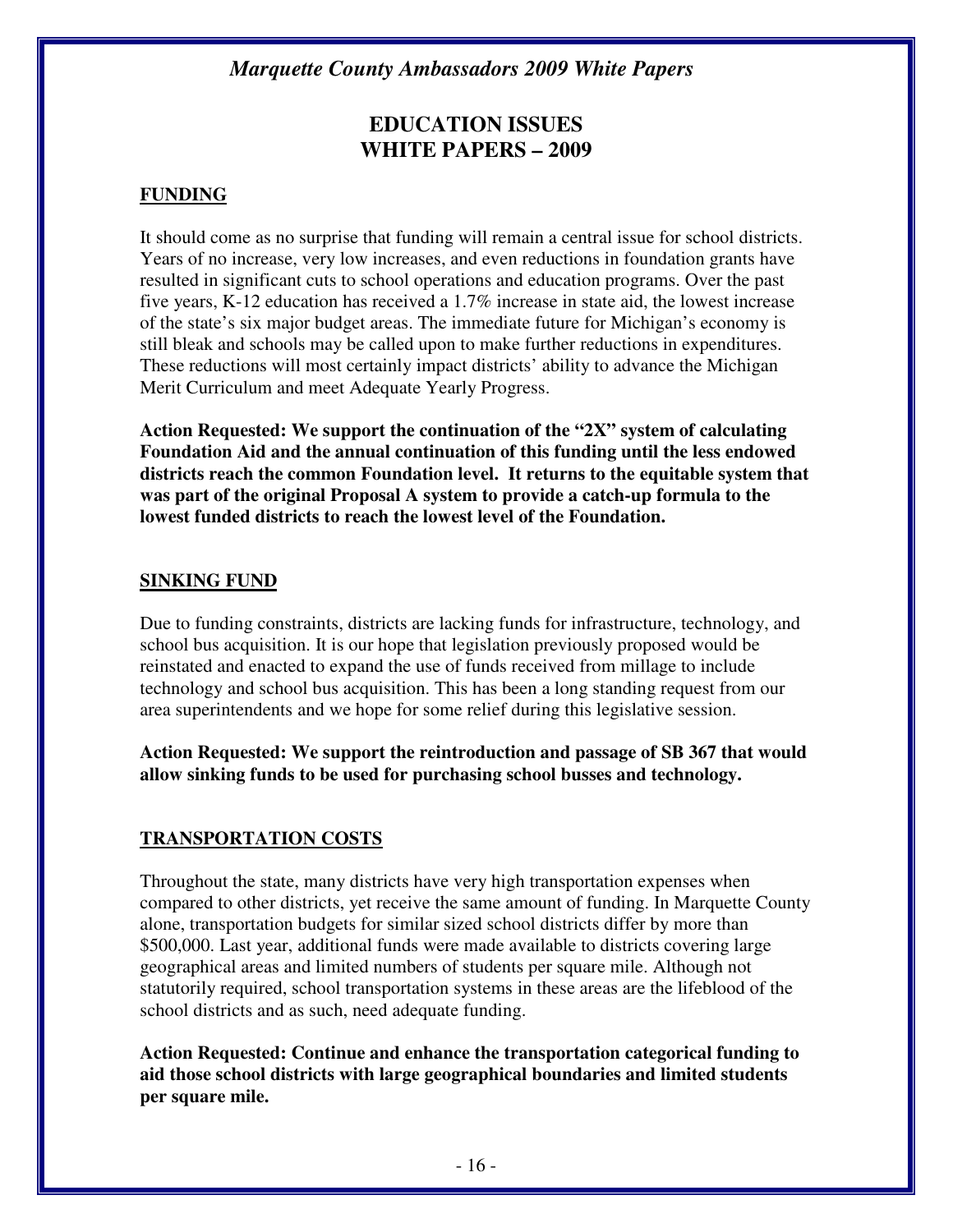# EDUCATION ISSUES
# WHITE PAPERS – 2009

## FUNDING

It should come as no surprise that funding will remain a central issue for school districts. Years of no increase, very low increases, and even reductions in foundation grants have resulted in significant cuts to school operations and education programs. Over the past five years, K-12 education has received a 1.7% increase in state aid, the lowest increase of the state's six major budget areas. The immediate future for Michigan's economy is still bleak and schools may be called upon to make further reductions in expenditures. These reductions will most certainly impact districts' ability to advance the Michigan Merit Curriculum and meet Adequate Yearly Progress.

**Action Requested: We support the continuation of the "2X" system of calculating Foundation Aid and the annual continuation of this funding until the less endowed districts reach the common Foundation level. It returns to the equitable system that was part of the original Proposal A system to provide a catch-up formula to the lowest funded districts to reach the lowest level of the Foundation.**

## SINKING FUND

Due to funding constraints, districts are lacking funds for infrastructure, technology, and school bus acquisition. It is our hope that legislation previously proposed would be reinstated and enacted to expand the use of funds received from millage to include technology and school bus acquisition. This has been a long standing request from our area superintendents and we hope for some relief during this legislative session.

**Action Requested: We support the reintroduction and passage of SB 367 that would allow sinking funds to be used for purchasing school busses and technology.**

## TRANSPORTATION COSTS

Throughout the state, many districts have very high transportation expenses when compared to other districts, yet receive the same amount of funding. In Marquette County alone, transportation budgets for similar sized school districts differ by more than $500,000. Last year, additional funds were made available to districts covering large geographical areas and limited numbers of students per square mile. Although not statutorily required, school transportation systems in these areas are the lifeblood of the school districts and as such, need adequate funding.

**Action Requested: Continue and enhance the transportation categorical funding to aid those school districts with large geographical boundaries and limited students per square mile.**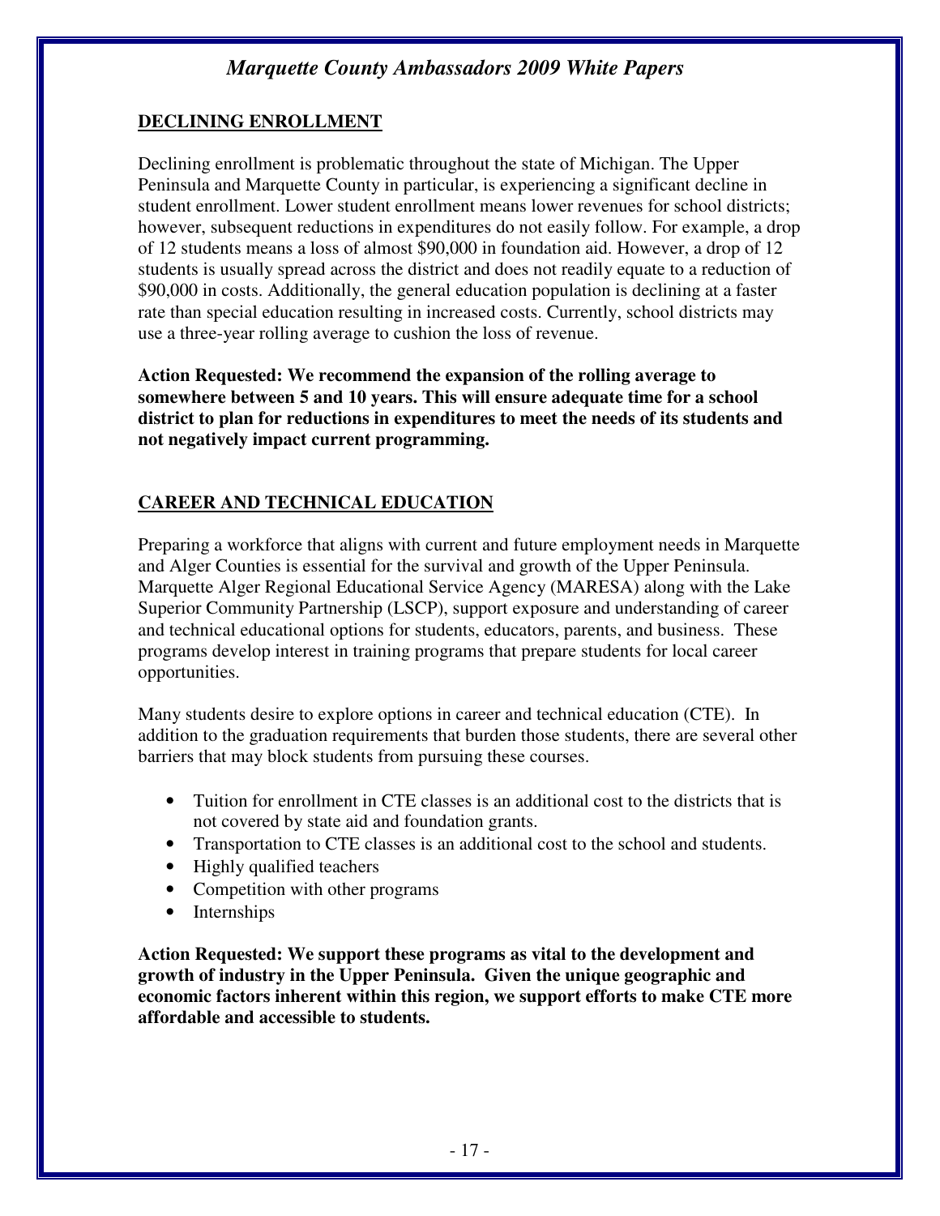## DECLINING ENROLLMENT

Declining enrollment is problematic throughout the state of Michigan. The Upper Peninsula and Marquette County in particular, is experiencing a significant decline in student enrollment. Lower student enrollment means lower revenues for school districts; however, subsequent reductions in expenditures do not easily follow. For example, a drop of 12 students means a loss of almost $90,000 in foundation aid. However, a drop of 12 students is usually spread across the district and does not readily equate to a reduction of $90,000 in costs. Additionally, the general education population is declining at a faster rate than special education resulting in increased costs. Currently, school districts may use a three-year rolling average to cushion the loss of revenue.

**Action Requested: We recommend the expansion of the rolling average to somewhere between 5 and 10 years. This will ensure adequate time for a school district to plan for reductions in expenditures to meet the needs of its students and not negatively impact current programming.**

## CAREER AND TECHNICAL EDUCATION

Preparing a workforce that aligns with current and future employment needs in Marquette and Alger Counties is essential for the survival and growth of the Upper Peninsula. Marquette Alger Regional Educational Service Agency (MARESA) along with the Lake Superior Community Partnership (LSCP), support exposure and understanding of career and technical educational options for students, educators, parents, and business. These programs develop interest in training programs that prepare students for local career opportunities.

Many students desire to explore options in career and technical education (CTE). In addition to the graduation requirements that burden those students, there are several other barriers that may block students from pursuing these courses.

- Tuition for enrollment in CTE classes is an additional cost to the districts that is not covered by state aid and foundation grants.
- Transportation to CTE classes is an additional cost to the school and students.
- Highly qualified teachers
- Competition with other programs
- Internships

**Action Requested: We support these programs as vital to the development and growth of industry in the Upper Peninsula. Given the unique geographic and economic factors inherent within this region, we support efforts to make CTE more affordable and accessible to students.**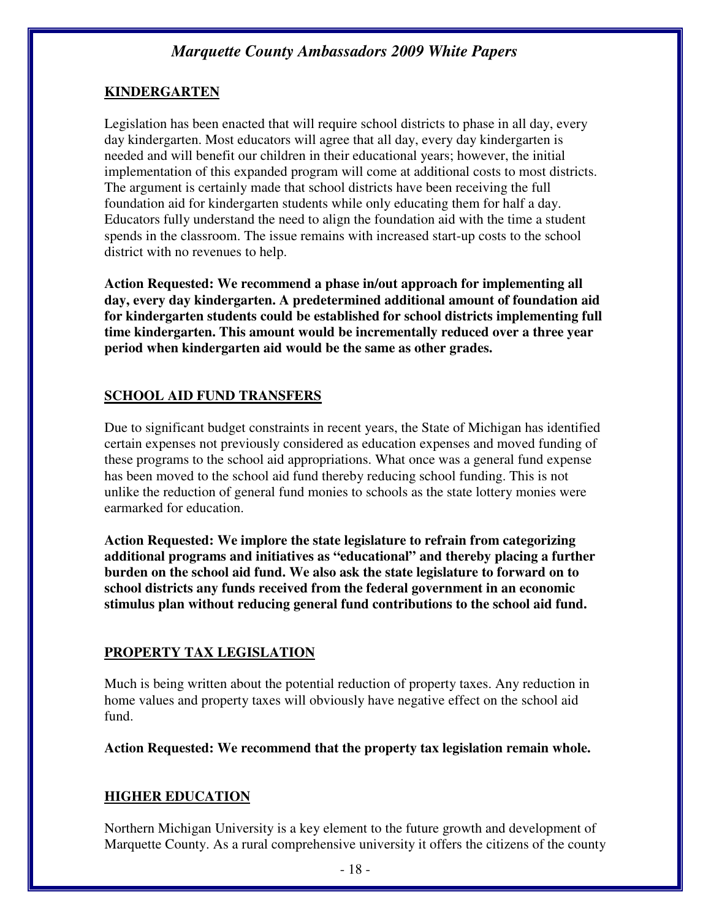## KINDERGARTEN

Legislation has been enacted that will require school districts to phase in all day, every day kindergarten. Most educators will agree that all day, every day kindergarten is needed and will benefit our children in their educational years; however, the initial implementation of this expanded program will come at additional costs to most districts. The argument is certainly made that school districts have been receiving the full foundation aid for kindergarten students while only educating them for half a day. Educators fully understand the need to align the foundation aid with the time a student spends in the classroom. The issue remains with increased start-up costs to the school district with no revenues to help.

**Action Requested: We recommend a phase in/out approach for implementing all day, every day kindergarten. A predetermined additional amount of foundation aid for kindergarten students could be established for school districts implementing full time kindergarten. This amount would be incrementally reduced over a three year period when kindergarten aid would be the same as other grades.**

## SCHOOL AID FUND TRANSFERS

Due to significant budget constraints in recent years, the State of Michigan has identified certain expenses not previously considered as education expenses and moved funding of these programs to the school aid appropriations. What once was a general fund expense has been moved to the school aid fund thereby reducing school funding. This is not unlike the reduction of general fund monies to schools as the state lottery monies were earmarked for education.

**Action Requested: We implore the state legislature to refrain from categorizing additional programs and initiatives as "educational" and thereby placing a further burden on the school aid fund. We also ask the state legislature to forward on to school districts any funds received from the federal government in an economic stimulus plan without reducing general fund contributions to the school aid fund.**

## PROPERTY TAX LEGISLATION

Much is being written about the potential reduction of property taxes. Any reduction in home values and property taxes will obviously have negative effect on the school aid fund.

**Action Requested: We recommend that the property tax legislation remain whole.**

## HIGHER EDUCATION

Northern Michigan University is a key element to the future growth and development of Marquette County. As a rural comprehensive university it offers the citizens of the county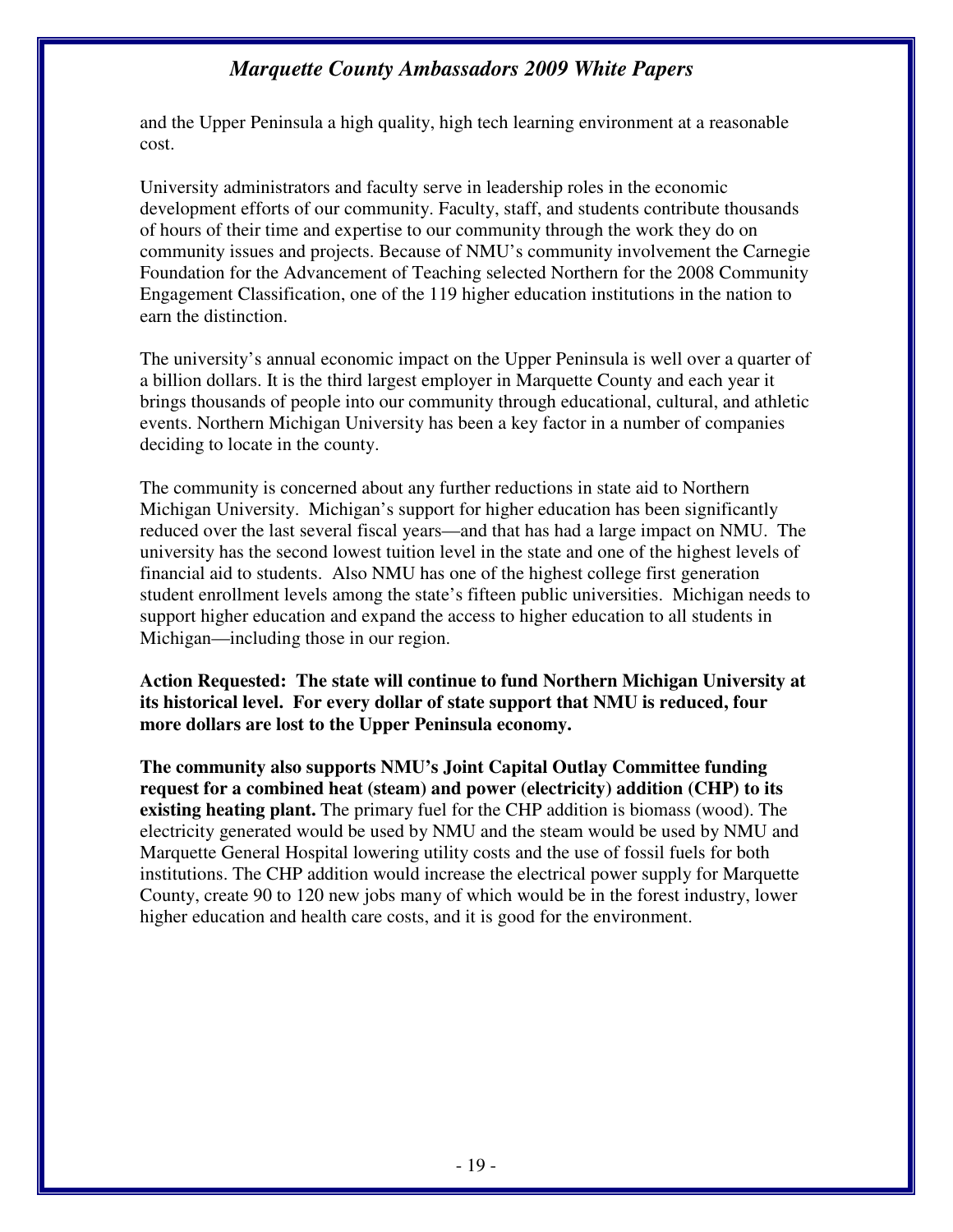and the Upper Peninsula a high quality, high tech learning environment at a reasonable cost.

University administrators and faculty serve in leadership roles in the economic development efforts of our community. Faculty, staff, and students contribute thousands of hours of their time and expertise to our community through the work they do on community issues and projects. Because of NMU's community involvement the Carnegie Foundation for the Advancement of Teaching selected Northern for the 2008 Community Engagement Classification, one of the 119 higher education institutions in the nation to earn the distinction.

The university's annual economic impact on the Upper Peninsula is well over a quarter of a billion dollars. It is the third largest employer in Marquette County and each year it brings thousands of people into our community through educational, cultural, and athletic events. Northern Michigan University has been a key factor in a number of companies deciding to locate in the county.

The community is concerned about any further reductions in state aid to Northern Michigan University. Michigan's support for higher education has been significantly reduced over the last several fiscal years—and that has had a large impact on NMU. The university has the second lowest tuition level in the state and one of the highest levels of financial aid to students. Also NMU has one of the highest college first generation student enrollment levels among the state's fifteen public universities. Michigan needs to support higher education and expand the access to higher education to all students in Michigan—including those in our region.

**Action Requested: The state will continue to fund Northern Michigan University at its historical level. For every dollar of state support that NMU is reduced, four more dollars are lost to the Upper Peninsula economy.**

**The community also supports NMU's Joint Capital Outlay Committee funding request for a combined heat (steam) and power (electricity) addition (CHP) to its existing heating plant.** The primary fuel for the CHP addition is biomass (wood). The electricity generated would be used by NMU and the steam would be used by NMU and Marquette General Hospital lowering utility costs and the use of fossil fuels for both institutions. The CHP addition would increase the electrical power supply for Marquette County, create 90 to 120 new jobs many of which would be in the forest industry, lower higher education and health care costs, and it is good for the environment.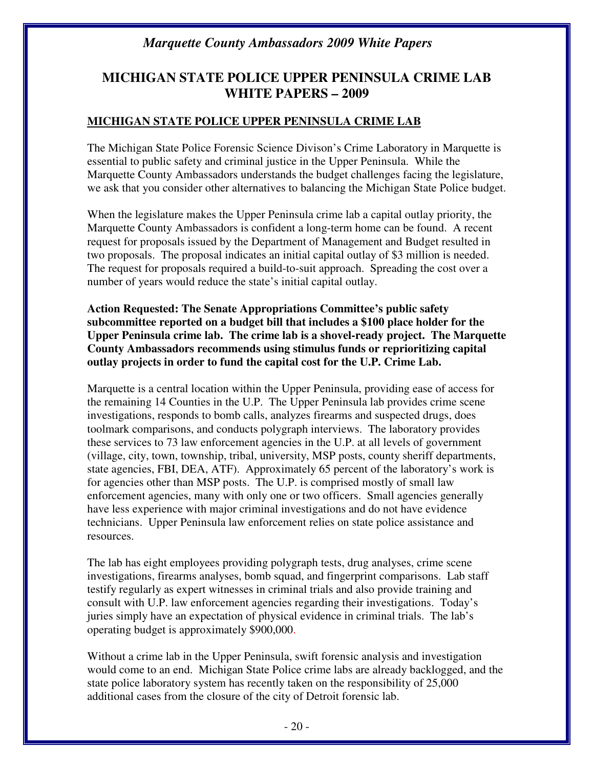# MICHIGAN STATE POLICE UPPER PENINSULA CRIME LAB WHITE PAPERS – 2009

## MICHIGAN STATE POLICE UPPER PENINSULA CRIME LAB

The Michigan State Police Forensic Science Divison's Crime Laboratory in Marquette is essential to public safety and criminal justice in the Upper Peninsula. While the Marquette County Ambassadors understands the budget challenges facing the legislature, we ask that you consider other alternatives to balancing the Michigan State Police budget.

When the legislature makes the Upper Peninsula crime lab a capital outlay priority, the Marquette County Ambassadors is confident a long-term home can be found. A recent request for proposals issued by the Department of Management and Budget resulted in two proposals. The proposal indicates an initial capital outlay of $3 million is needed. The request for proposals required a build-to-suit approach. Spreading the cost over a number of years would reduce the state's initial capital outlay.

**Action Requested: The Senate Appropriations Committee's public safety subcommittee reported on a budget bill that includes a $100 place holder for the Upper Peninsula crime lab. The crime lab is a shovel-ready project. The Marquette County Ambassadors recommends using stimulus funds or reprioritizing capital outlay projects in order to fund the capital cost for the U.P. Crime Lab.**

Marquette is a central location within the Upper Peninsula, providing ease of access for the remaining 14 Counties in the U.P. The Upper Peninsula lab provides crime scene investigations, responds to bomb calls, analyzes firearms and suspected drugs, does toolmark comparisons, and conducts polygraph interviews. The laboratory provides these services to 73 law enforcement agencies in the U.P. at all levels of government (village, city, town, township, tribal, university, MSP posts, county sheriff departments, state agencies, FBI, DEA, ATF). Approximately 65 percent of the laboratory's work is for agencies other than MSP posts. The U.P. is comprised mostly of small law enforcement agencies, many with only one or two officers. Small agencies generally have less experience with major criminal investigations and do not have evidence technicians. Upper Peninsula law enforcement relies on state police assistance and resources.

The lab has eight employees providing polygraph tests, drug analyses, crime scene investigations, firearms analyses, bomb squad, and fingerprint comparisons. Lab staff testify regularly as expert witnesses in criminal trials and also provide training and consult with U.P. law enforcement agencies regarding their investigations. Today's juries simply have an expectation of physical evidence in criminal trials. The lab's operating budget is approximately $900,000.

Without a crime lab in the Upper Peninsula, swift forensic analysis and investigation would come to an end. Michigan State Police crime labs are already backlogged, and the state police laboratory system has recently taken on the responsibility of 25,000 additional cases from the closure of the city of Detroit forensic lab.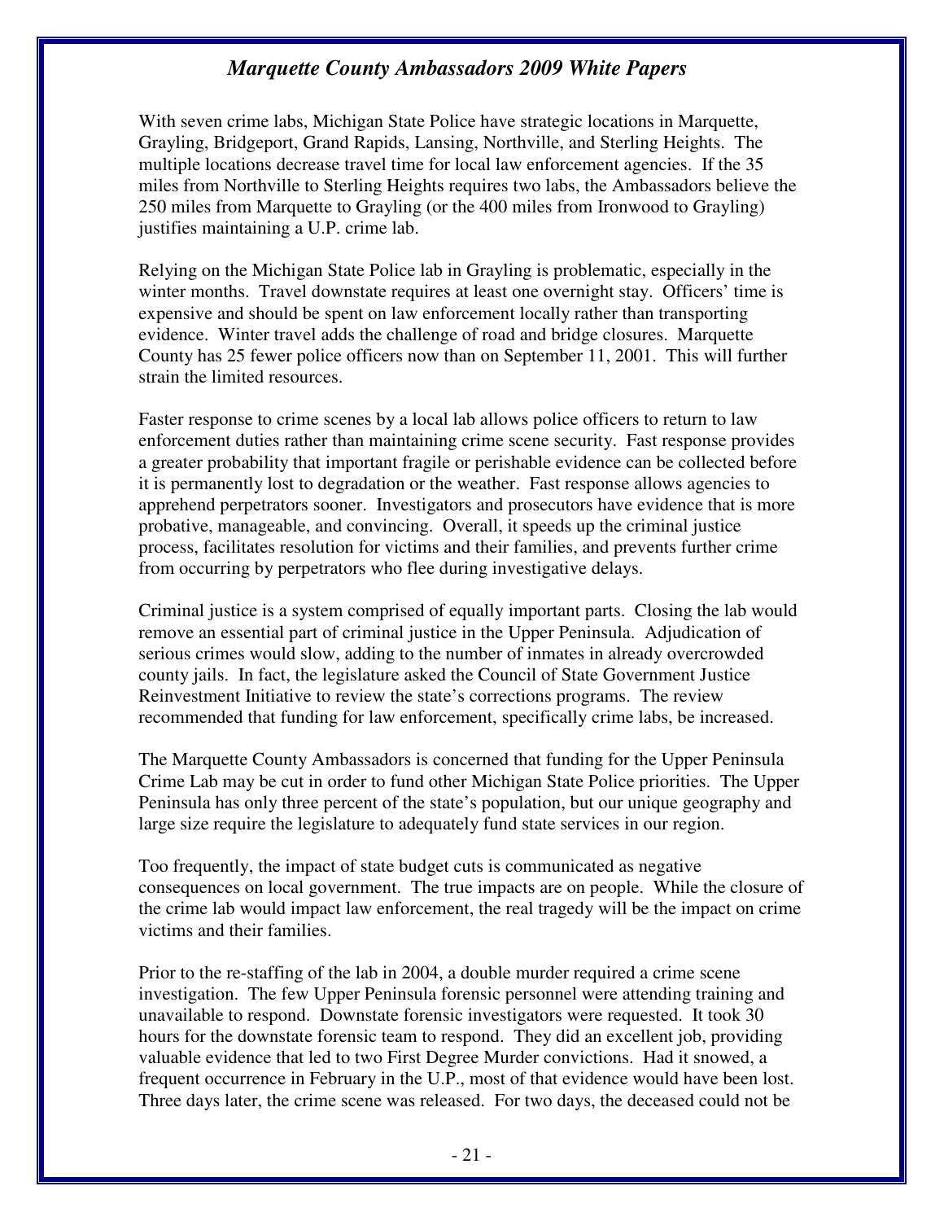With seven crime labs, Michigan State Police have strategic locations in Marquette, Grayling, Bridgeport, Grand Rapids, Lansing, Northville, and Sterling Heights. The multiple locations decrease travel time for local law enforcement agencies. If the 35 miles from Northville to Sterling Heights requires two labs, the Ambassadors believe the 250 miles from Marquette to Grayling (or the 400 miles from Ironwood to Grayling) justifies maintaining a U.P. crime lab.

Relying on the Michigan State Police lab in Grayling is problematic, especially in the winter months. Travel downstate requires at least one overnight stay. Officers' time is expensive and should be spent on law enforcement locally rather than transporting evidence. Winter travel adds the challenge of road and bridge closures. Marquette County has 25 fewer police officers now than on September 11, 2001. This will further strain the limited resources.

Faster response to crime scenes by a local lab allows police officers to return to law enforcement duties rather than maintaining crime scene security. Fast response provides a greater probability that important fragile or perishable evidence can be collected before it is permanently lost to degradation or the weather. Fast response allows agencies to apprehend perpetrators sooner. Investigators and prosecutors have evidence that is more probative, manageable, and convincing. Overall, it speeds up the criminal justice process, facilitates resolution for victims and their families, and prevents further crime from occurring by perpetrators who flee during investigative delays.

Criminal justice is a system comprised of equally important parts. Closing the lab would remove an essential part of criminal justice in the Upper Peninsula. Adjudication of serious crimes would slow, adding to the number of inmates in already overcrowded county jails. In fact, the legislature asked the Council of State Government Justice Reinvestment Initiative to review the state's corrections programs. The review recommended that funding for law enforcement, specifically crime labs, be increased.

The Marquette County Ambassadors is concerned that funding for the Upper Peninsula Crime Lab may be cut in order to fund other Michigan State Police priorities. The Upper Peninsula has only three percent of the state's population, but our unique geography and large size require the legislature to adequately fund state services in our region.

Too frequently, the impact of state budget cuts is communicated as negative consequences on local government. The true impacts are on people. While the closure of the crime lab would impact law enforcement, the real tragedy will be the impact on crime victims and their families.

Prior to the re-staffing of the lab in 2004, a double murder required a crime scene investigation. The few Upper Peninsula forensic personnel were attending training and unavailable to respond. Downstate forensic investigators were requested. It took 30 hours for the downstate forensic team to respond. They did an excellent job, providing valuable evidence that led to two First Degree Murder convictions. Had it snowed, a frequent occurrence in February in the U.P., most of that evidence would have been lost. Three days later, the crime scene was released. For two days, the deceased could not be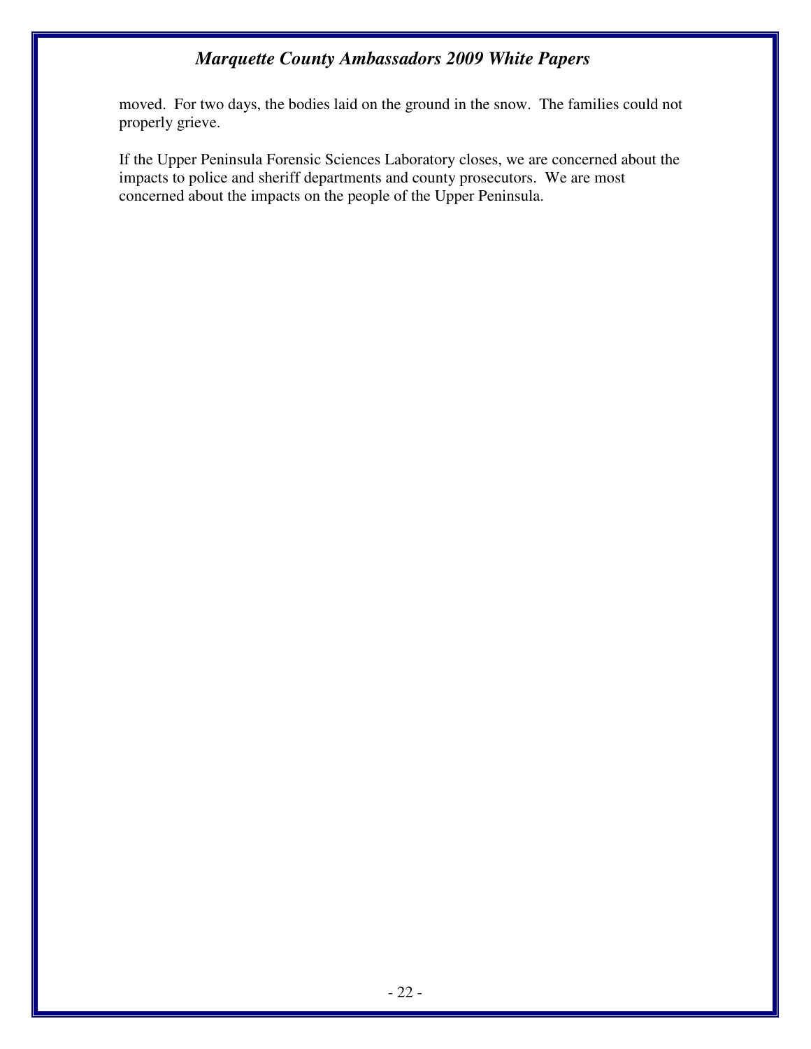moved. For two days, the bodies laid on the ground in the snow. The families could not properly grieve.

If the Upper Peninsula Forensic Sciences Laboratory closes, we are concerned about the impacts to police and sheriff departments and county prosecutors. We are most concerned about the impacts on the people of the Upper Peninsula.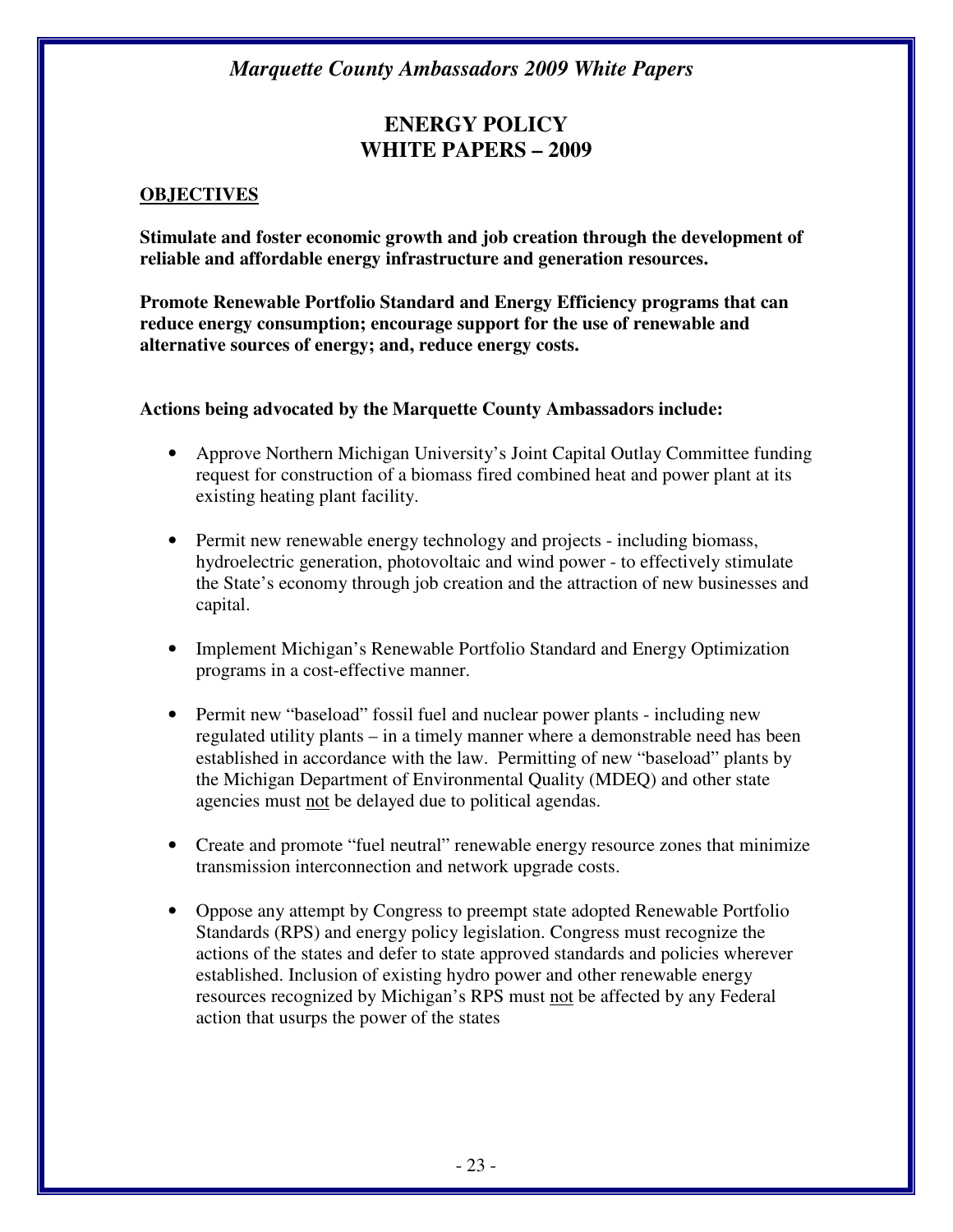# ENERGY POLICY
# WHITE PAPERS – 2009

**OBJECTIVES**

**Stimulate and foster economic growth and job creation through the development of reliable and affordable energy infrastructure and generation resources.**

**Promote Renewable Portfolio Standard and Energy Efficiency programs that can reduce energy consumption; encourage support for the use of renewable and alternative sources of energy; and, reduce energy costs.**

**Actions being advocated by the Marquette County Ambassadors include:**

- Approve Northern Michigan University's Joint Capital Outlay Committee funding request for construction of a biomass fired combined heat and power plant at its existing heating plant facility.

- Permit new renewable energy technology and projects - including biomass, hydroelectric generation, photovoltaic and wind power - to effectively stimulate the State's economy through job creation and the attraction of new businesses and capital.

- Implement Michigan's Renewable Portfolio Standard and Energy Optimization programs in a cost-effective manner.

- Permit new "baseload" fossil fuel and nuclear power plants - including new regulated utility plants – in a timely manner where a demonstrable need has been established in accordance with the law. Permitting of new "baseload" plants by the Michigan Department of Environmental Quality (MDEQ) and other state agencies must <u>not</u> be delayed due to political agendas.

- Create and promote "fuel neutral" renewable energy resource zones that minimize transmission interconnection and network upgrade costs.

- Oppose any attempt by Congress to preempt state adopted Renewable Portfolio Standards (RPS) and energy policy legislation. Congress must recognize the actions of the states and defer to state approved standards and policies wherever established. Inclusion of existing hydro power and other renewable energy resources recognized by Michigan's RPS must <u>not</u> be affected by any Federal action that usurps the power of the states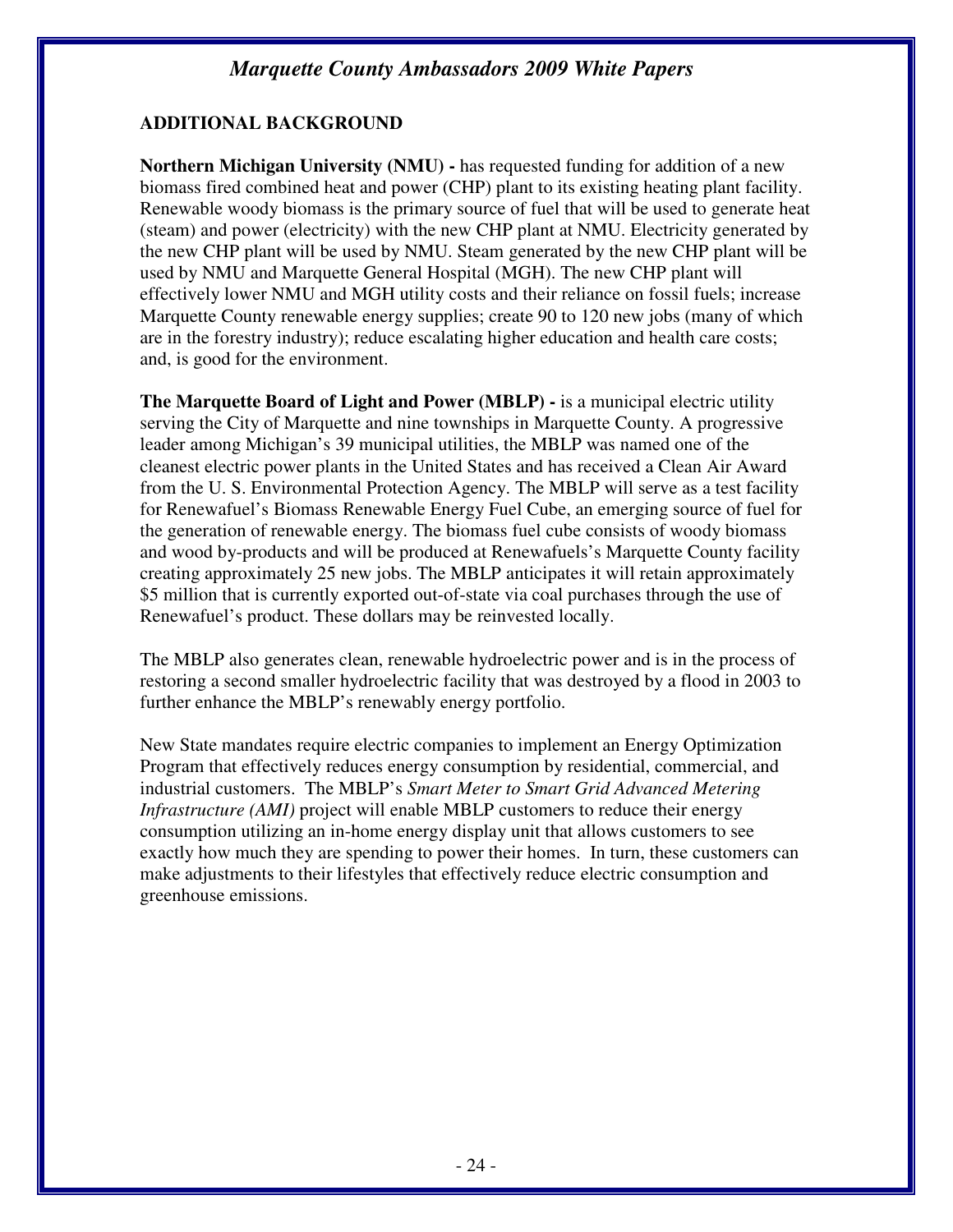## ADDITIONAL BACKGROUND

**Northern Michigan University (NMU) -** has requested funding for addition of a new biomass fired combined heat and power (CHP) plant to its existing heating plant facility. Renewable woody biomass is the primary source of fuel that will be used to generate heat (steam) and power (electricity) with the new CHP plant at NMU. Electricity generated by the new CHP plant will be used by NMU. Steam generated by the new CHP plant will be used by NMU and Marquette General Hospital (MGH). The new CHP plant will effectively lower NMU and MGH utility costs and their reliance on fossil fuels; increase Marquette County renewable energy supplies; create 90 to 120 new jobs (many of which are in the forestry industry); reduce escalating higher education and health care costs; and, is good for the environment.

**The Marquette Board of Light and Power (MBLP) -** is a municipal electric utility serving the City of Marquette and nine townships in Marquette County. A progressive leader among Michigan's 39 municipal utilities, the MBLP was named one of the cleanest electric power plants in the United States and has received a Clean Air Award from the U. S. Environmental Protection Agency. The MBLP will serve as a test facility for Renewafuel's Biomass Renewable Energy Fuel Cube, an emerging source of fuel for the generation of renewable energy. The biomass fuel cube consists of woody biomass and wood by-products and will be produced at Renewafuels's Marquette County facility creating approximately 25 new jobs. The MBLP anticipates it will retain approximately $5 million that is currently exported out-of-state via coal purchases through the use of Renewafuel's product. These dollars may be reinvested locally.

The MBLP also generates clean, renewable hydroelectric power and is in the process of restoring a second smaller hydroelectric facility that was destroyed by a flood in 2003 to further enhance the MBLP's renewably energy portfolio.

New State mandates require electric companies to implement an Energy Optimization Program that effectively reduces energy consumption by residential, commercial, and industrial customers. The MBLP's *Smart Meter to Smart Grid Advanced Metering Infrastructure (AMI)* project will enable MBLP customers to reduce their energy consumption utilizing an in-home energy display unit that allows customers to see exactly how much they are spending to power their homes. In turn, these customers can make adjustments to their lifestyles that effectively reduce electric consumption and greenhouse emissions.